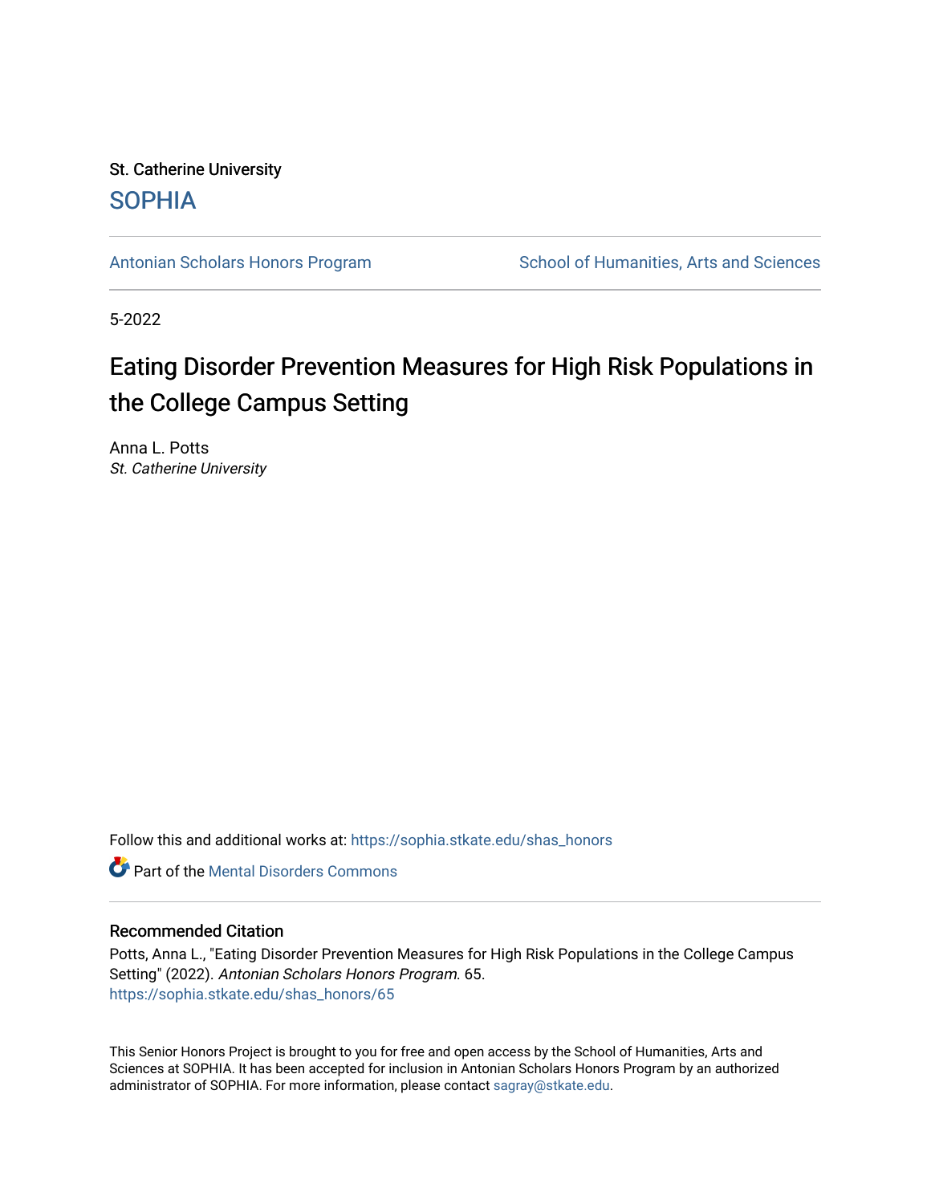St. Catherine University

SOPHIA

Antonian Scholars Honors Program | School of Humanities, Arts and Sciences

5-2022

# Eating Disorder Prevention Measures for High Risk Populations in the College Campus Setting

Anna L. Potts

*St. Catherine University*

Follow this and additional works at: https://sophia.stkate.edu/shas_honors

Part of the Mental Disorders Commons

## Recommended Citation

Potts, Anna L., "Eating Disorder Prevention Measures for High Risk Populations in the College Campus Setting" (2022). *Antonian Scholars Honors Program*. 65.
https://sophia.stkate.edu/shas_honors/65

This Senior Honors Project is brought to you for free and open access by the School of Humanities, Arts and Sciences at SOPHIA. It has been accepted for inclusion in Antonian Scholars Honors Program by an authorized administrator of SOPHIA. For more information, please contact sagray@stkate.edu.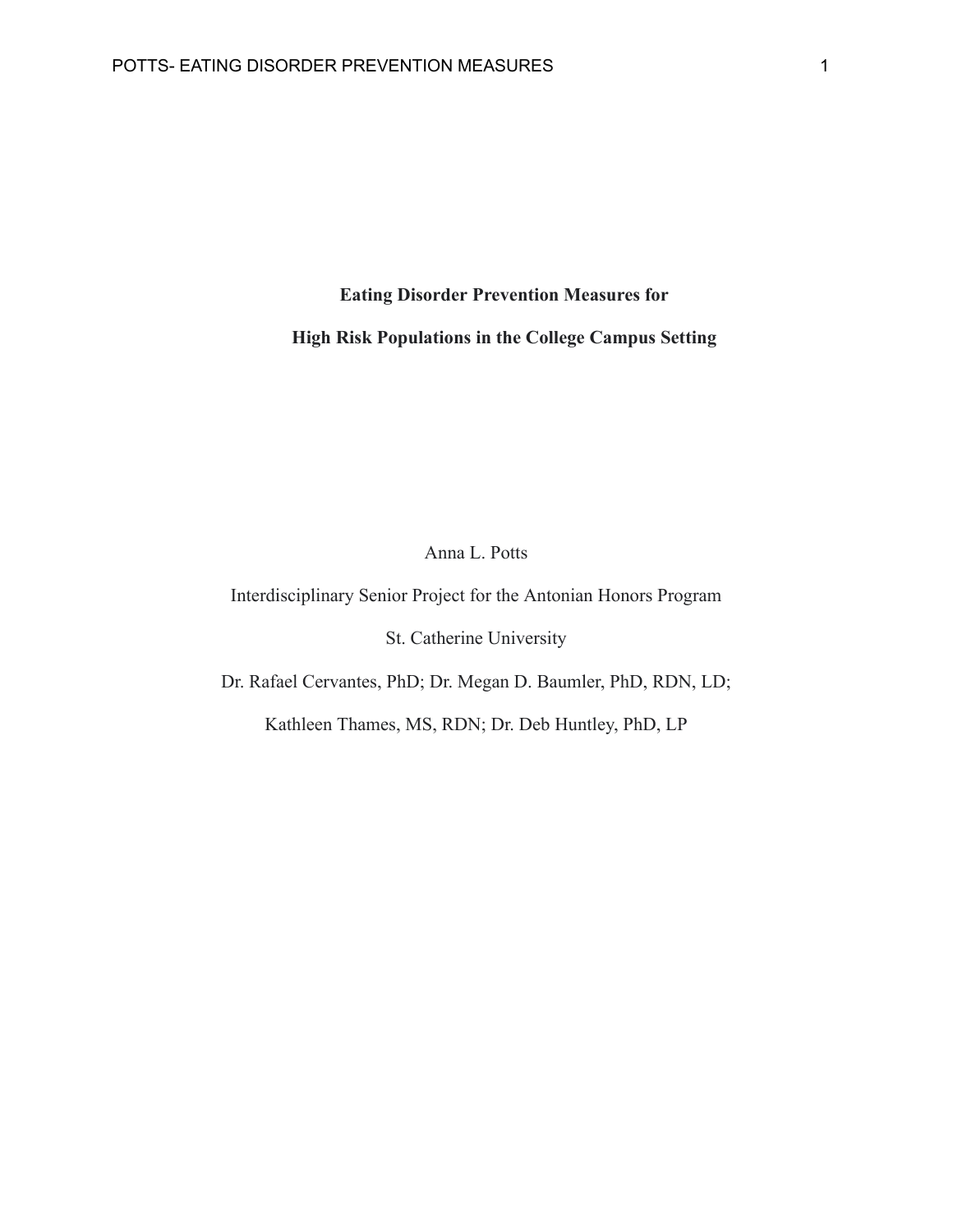# Eating Disorder Prevention Measures for High Risk Populations in the College Campus Setting

Anna L. Potts

Interdisciplinary Senior Project for the Antonian Honors Program

St. Catherine University

Dr. Rafael Cervantes, PhD; Dr. Megan D. Baumler, PhD, RDN, LD;

Kathleen Thames, MS, RDN; Dr. Deb Huntley, PhD, LP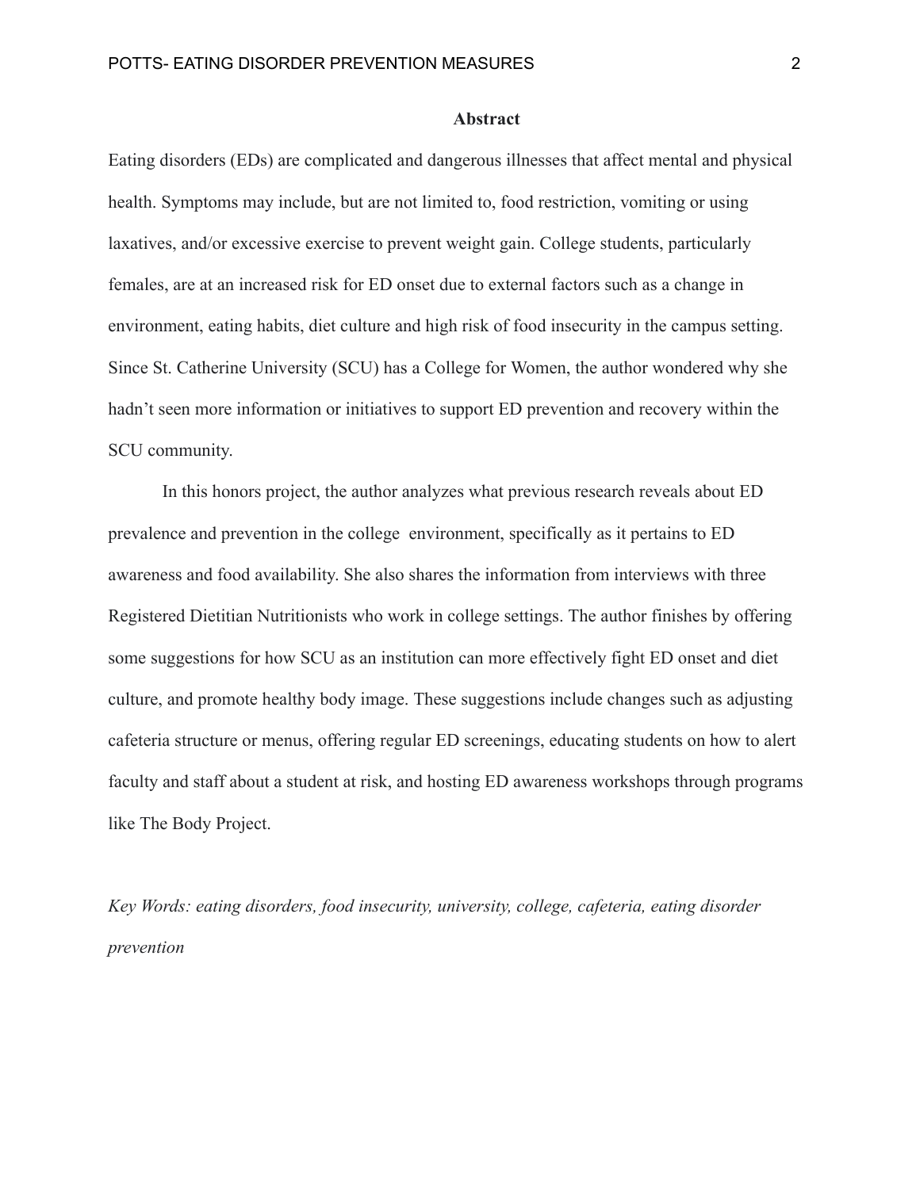## Abstract

Eating disorders (EDs) are complicated and dangerous illnesses that affect mental and physical health. Symptoms may include, but are not limited to, food restriction, vomiting or using laxatives, and/or excessive exercise to prevent weight gain. College students, particularly females, are at an increased risk for ED onset due to external factors such as a change in environment, eating habits, diet culture and high risk of food insecurity in the campus setting. Since St. Catherine University (SCU) has a College for Women, the author wondered why she hadn't seen more information or initiatives to support ED prevention and recovery within the SCU community.

In this honors project, the author analyzes what previous research reveals about ED prevalence and prevention in the college environment, specifically as it pertains to ED awareness and food availability. She also shares the information from interviews with three Registered Dietitian Nutritionists who work in college settings. The author finishes by offering some suggestions for how SCU as an institution can more effectively fight ED onset and diet culture, and promote healthy body image. These suggestions include changes such as adjusting cafeteria structure or menus, offering regular ED screenings, educating students on how to alert faculty and staff about a student at risk, and hosting ED awareness workshops through programs like The Body Project.

*Key Words: eating disorders, food insecurity, university, college, cafeteria, eating disorder prevention*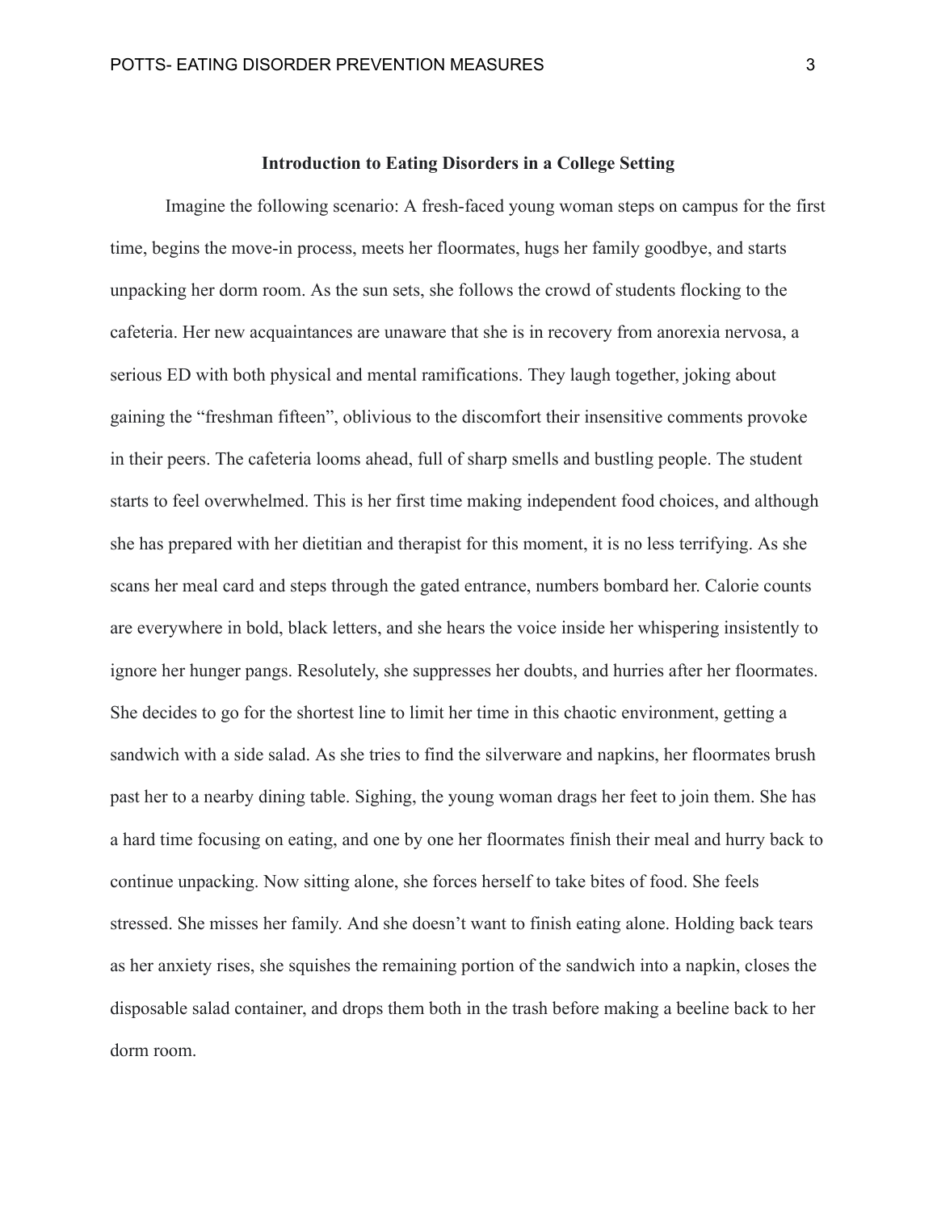## Introduction to Eating Disorders in a College Setting

Imagine the following scenario: A fresh-faced young woman steps on campus for the first time, begins the move-in process, meets her floormates, hugs her family goodbye, and starts unpacking her dorm room. As the sun sets, she follows the crowd of students flocking to the cafeteria. Her new acquaintances are unaware that she is in recovery from anorexia nervosa, a serious ED with both physical and mental ramifications. They laugh together, joking about gaining the "freshman fifteen", oblivious to the discomfort their insensitive comments provoke in their peers. The cafeteria looms ahead, full of sharp smells and bustling people. The student starts to feel overwhelmed. This is her first time making independent food choices, and although she has prepared with her dietitian and therapist for this moment, it is no less terrifying. As she scans her meal card and steps through the gated entrance, numbers bombard her. Calorie counts are everywhere in bold, black letters, and she hears the voice inside her whispering insistently to ignore her hunger pangs. Resolutely, she suppresses her doubts, and hurries after her floormates. She decides to go for the shortest line to limit her time in this chaotic environment, getting a sandwich with a side salad. As she tries to find the silverware and napkins, her floormates brush past her to a nearby dining table. Sighing, the young woman drags her feet to join them. She has a hard time focusing on eating, and one by one her floormates finish their meal and hurry back to continue unpacking. Now sitting alone, she forces herself to take bites of food. She feels stressed. She misses her family. And she doesn't want to finish eating alone. Holding back tears as her anxiety rises, she squishes the remaining portion of the sandwich into a napkin, closes the disposable salad container, and drops them both in the trash before making a beeline back to her dorm room.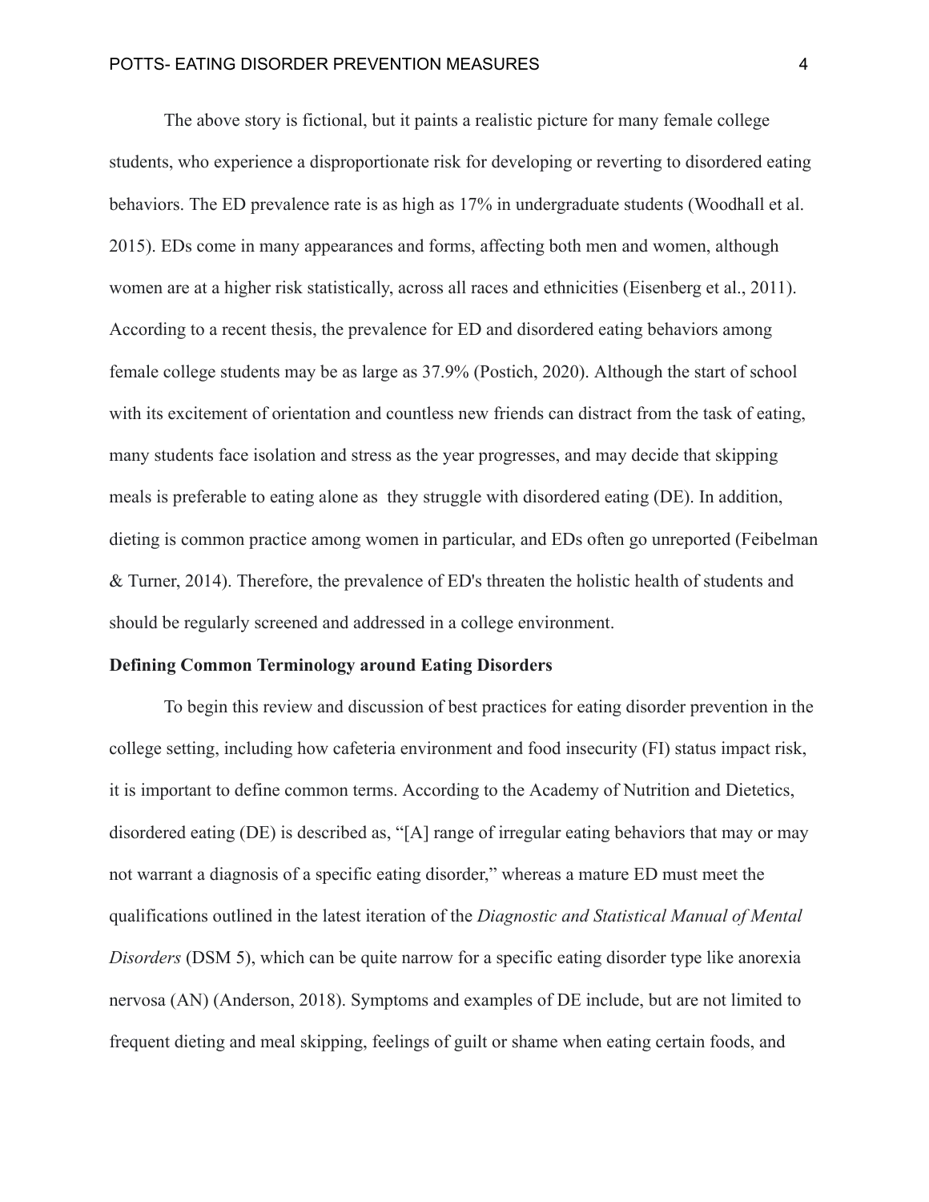The above story is fictional, but it paints a realistic picture for many female college students, who experience a disproportionate risk for developing or reverting to disordered eating behaviors. The ED prevalence rate is as high as 17% in undergraduate students (Woodhall et al. 2015). EDs come in many appearances and forms, affecting both men and women, although women are at a higher risk statistically, across all races and ethnicities (Eisenberg et al., 2011). According to a recent thesis, the prevalence for ED and disordered eating behaviors among female college students may be as large as 37.9% (Postich, 2020). Although the start of school with its excitement of orientation and countless new friends can distract from the task of eating, many students face isolation and stress as the year progresses, and may decide that skipping meals is preferable to eating alone as they struggle with disordered eating (DE). In addition, dieting is common practice among women in particular, and EDs often go unreported (Feibelman & Turner, 2014). Therefore, the prevalence of ED's threaten the holistic health of students and should be regularly screened and addressed in a college environment.

**Defining Common Terminology around Eating Disorders**

To begin this review and discussion of best practices for eating disorder prevention in the college setting, including how cafeteria environment and food insecurity (FI) status impact risk, it is important to define common terms. According to the Academy of Nutrition and Dietetics, disordered eating (DE) is described as, "[A] range of irregular eating behaviors that may or may not warrant a diagnosis of a specific eating disorder," whereas a mature ED must meet the qualifications outlined in the latest iteration of the *Diagnostic and Statistical Manual of Mental Disorders* (DSM 5), which can be quite narrow for a specific eating disorder type like anorexia nervosa (AN) (Anderson, 2018). Symptoms and examples of DE include, but are not limited to frequent dieting and meal skipping, feelings of guilt or shame when eating certain foods, and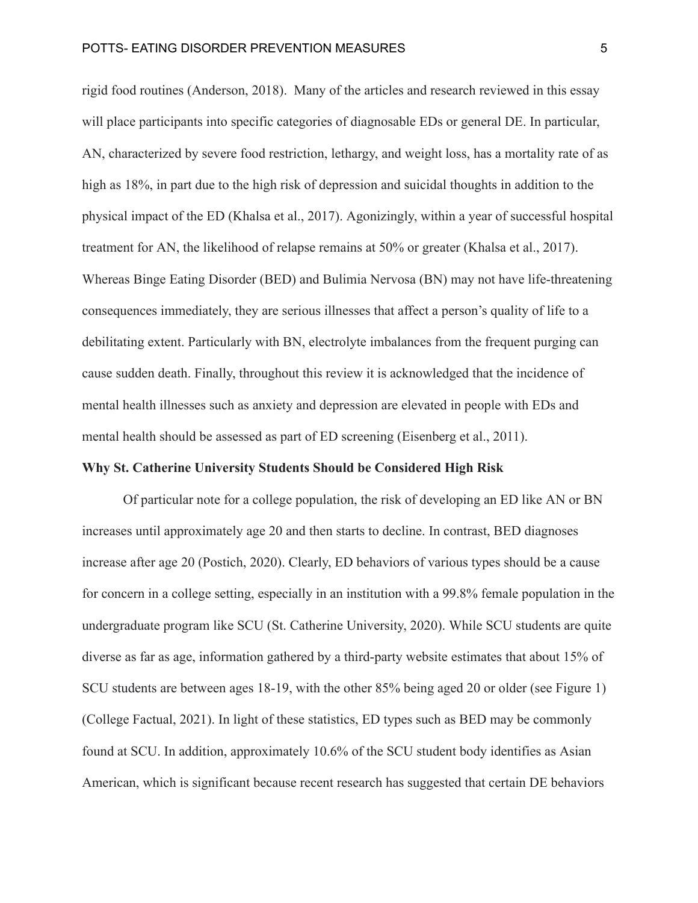rigid food routines (Anderson, 2018). Many of the articles and research reviewed in this essay will place participants into specific categories of diagnosable EDs or general DE. In particular, AN, characterized by severe food restriction, lethargy, and weight loss, has a mortality rate of as high as 18%, in part due to the high risk of depression and suicidal thoughts in addition to the physical impact of the ED (Khalsa et al., 2017). Agonizingly, within a year of successful hospital treatment for AN, the likelihood of relapse remains at 50% or greater (Khalsa et al., 2017). Whereas Binge Eating Disorder (BED) and Bulimia Nervosa (BN) may not have life-threatening consequences immediately, they are serious illnesses that affect a person's quality of life to a debilitating extent. Particularly with BN, electrolyte imbalances from the frequent purging can cause sudden death. Finally, throughout this review it is acknowledged that the incidence of mental health illnesses such as anxiety and depression are elevated in people with EDs and mental health should be assessed as part of ED screening (Eisenberg et al., 2011).

**Why St. Catherine University Students Should be Considered High Risk**

Of particular note for a college population, the risk of developing an ED like AN or BN increases until approximately age 20 and then starts to decline. In contrast, BED diagnoses increase after age 20 (Postich, 2020). Clearly, ED behaviors of various types should be a cause for concern in a college setting, especially in an institution with a 99.8% female population in the undergraduate program like SCU (St. Catherine University, 2020). While SCU students are quite diverse as far as age, information gathered by a third-party website estimates that about 15% of SCU students are between ages 18-19, with the other 85% being aged 20 or older (see Figure 1) (College Factual, 2021). In light of these statistics, ED types such as BED may be commonly found at SCU. In addition, approximately 10.6% of the SCU student body identifies as Asian American, which is significant because recent research has suggested that certain DE behaviors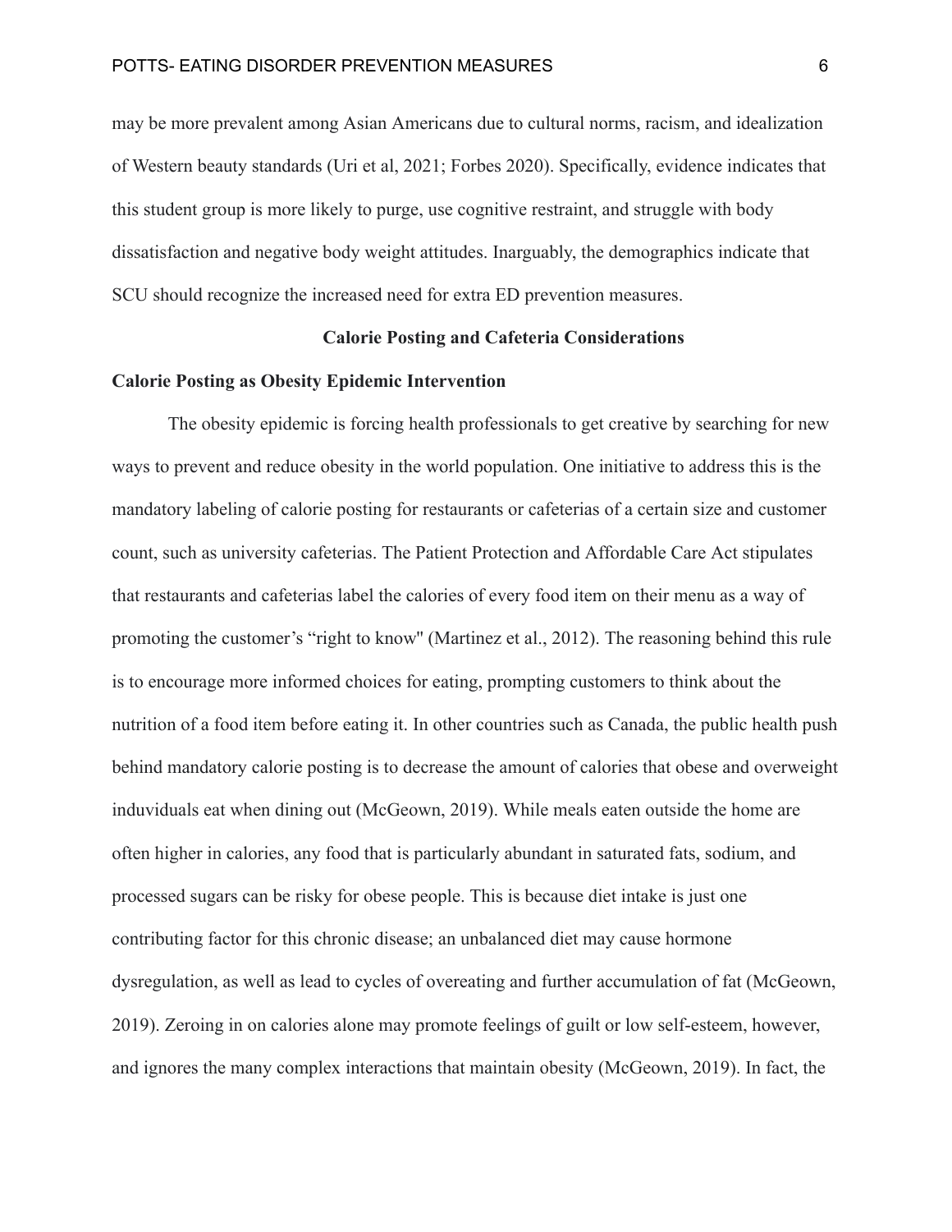may be more prevalent among Asian Americans due to cultural norms, racism, and idealization of Western beauty standards (Uri et al, 2021; Forbes 2020). Specifically, evidence indicates that this student group is more likely to purge, use cognitive restraint, and struggle with body dissatisfaction and negative body weight attitudes. Inarguably, the demographics indicate that SCU should recognize the increased need for extra ED prevention measures.

## Calorie Posting and Cafeteria Considerations

### Calorie Posting as Obesity Epidemic Intervention

The obesity epidemic is forcing health professionals to get creative by searching for new ways to prevent and reduce obesity in the world population. One initiative to address this is the mandatory labeling of calorie posting for restaurants or cafeterias of a certain size and customer count, such as university cafeterias. The Patient Protection and Affordable Care Act stipulates that restaurants and cafeterias label the calories of every food item on their menu as a way of promoting the customer's "right to know" (Martinez et al., 2012). The reasoning behind this rule is to encourage more informed choices for eating, prompting customers to think about the nutrition of a food item before eating it. In other countries such as Canada, the public health push behind mandatory calorie posting is to decrease the amount of calories that obese and overweight induviduals eat when dining out (McGeown, 2019). While meals eaten outside the home are often higher in calories, any food that is particularly abundant in saturated fats, sodium, and processed sugars can be risky for obese people. This is because diet intake is just one contributing factor for this chronic disease; an unbalanced diet may cause hormone dysregulation, as well as lead to cycles of overeating and further accumulation of fat (McGeown, 2019). Zeroing in on calories alone may promote feelings of guilt or low self-esteem, however, and ignores the many complex interactions that maintain obesity (McGeown, 2019). In fact, the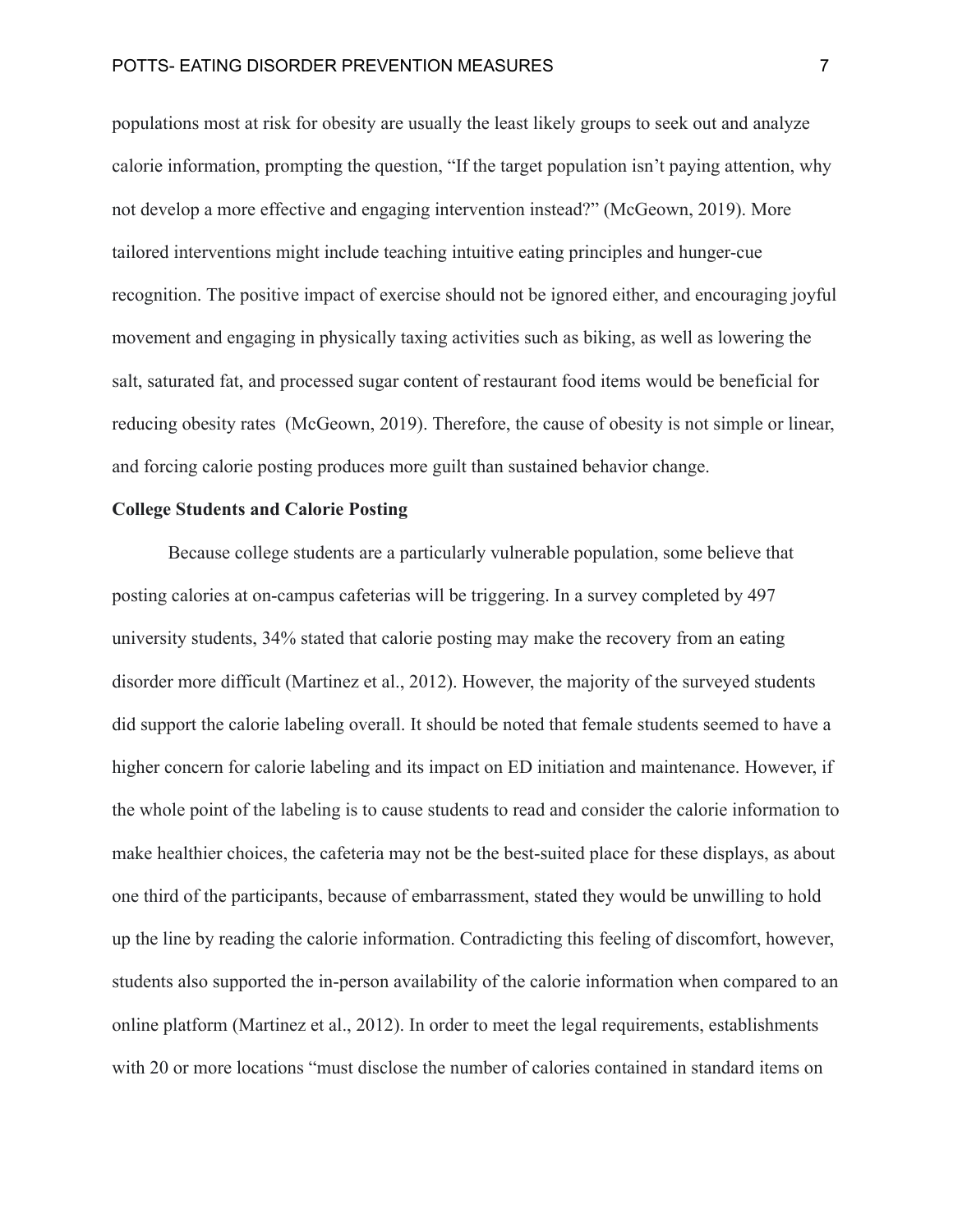populations most at risk for obesity are usually the least likely groups to seek out and analyze calorie information, prompting the question, "If the target population isn't paying attention, why not develop a more effective and engaging intervention instead?" (McGeown, 2019). More tailored interventions might include teaching intuitive eating principles and hunger-cue recognition. The positive impact of exercise should not be ignored either, and encouraging joyful movement and engaging in physically taxing activities such as biking, as well as lowering the salt, saturated fat, and processed sugar content of restaurant food items would be beneficial for reducing obesity rates  (McGeown, 2019). Therefore, the cause of obesity is not simple or linear, and forcing calorie posting produces more guilt than sustained behavior change.

**College Students and Calorie Posting**

Because college students are a particularly vulnerable population, some believe that posting calories at on-campus cafeterias will be triggering. In a survey completed by 497 university students, 34% stated that calorie posting may make the recovery from an eating disorder more difficult (Martinez et al., 2012). However, the majority of the surveyed students did support the calorie labeling overall. It should be noted that female students seemed to have a higher concern for calorie labeling and its impact on ED initiation and maintenance. However, if the whole point of the labeling is to cause students to read and consider the calorie information to make healthier choices, the cafeteria may not be the best-suited place for these displays, as about one third of the participants, because of embarrassment, stated they would be unwilling to hold up the line by reading the calorie information. Contradicting this feeling of discomfort, however, students also supported the in-person availability of the calorie information when compared to an online platform (Martinez et al., 2012). In order to meet the legal requirements, establishments with 20 or more locations "must disclose the number of calories contained in standard items on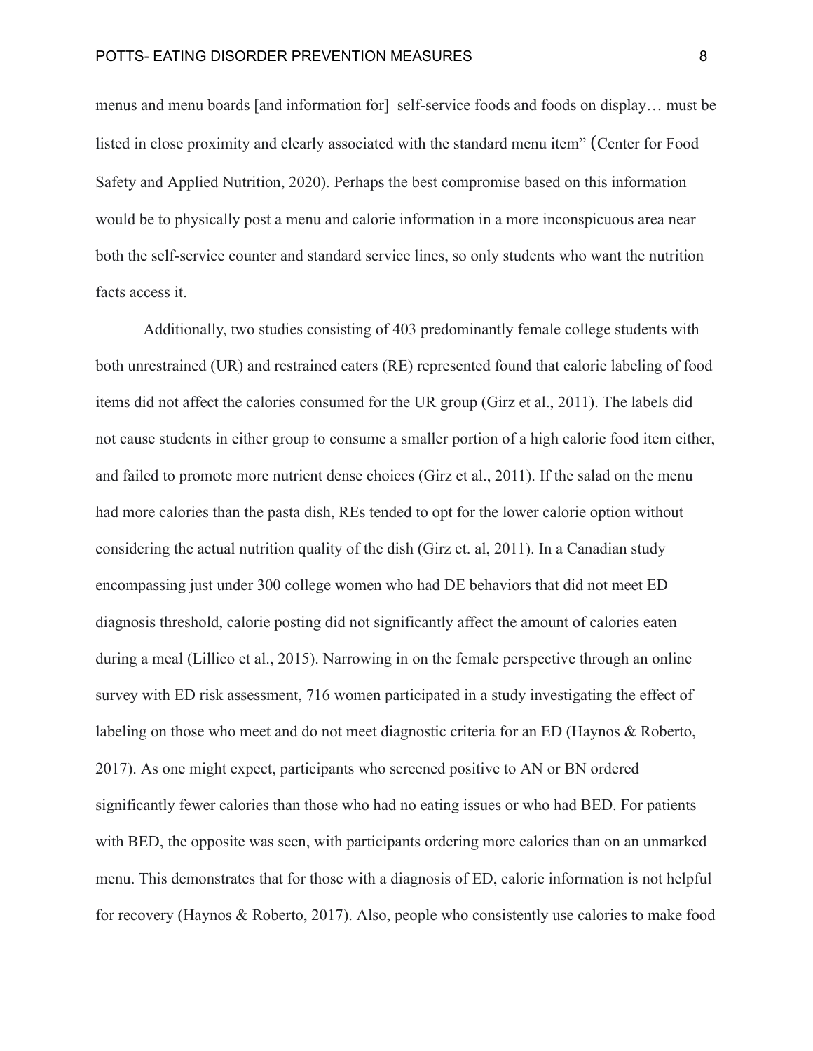menus and menu boards [and information for] self-service foods and foods on display… must be listed in close proximity and clearly associated with the standard menu item" (Center for Food Safety and Applied Nutrition, 2020). Perhaps the best compromise based on this information would be to physically post a menu and calorie information in a more inconspicuous area near both the self-service counter and standard service lines, so only students who want the nutrition facts access it.

Additionally, two studies consisting of 403 predominantly female college students with both unrestrained (UR) and restrained eaters (RE) represented found that calorie labeling of food items did not affect the calories consumed for the UR group (Girz et al., 2011). The labels did not cause students in either group to consume a smaller portion of a high calorie food item either, and failed to promote more nutrient dense choices (Girz et al., 2011). If the salad on the menu had more calories than the pasta dish, REs tended to opt for the lower calorie option without considering the actual nutrition quality of the dish (Girz et. al, 2011). In a Canadian study encompassing just under 300 college women who had DE behaviors that did not meet ED diagnosis threshold, calorie posting did not significantly affect the amount of calories eaten during a meal (Lillico et al., 2015). Narrowing in on the female perspective through an online survey with ED risk assessment, 716 women participated in a study investigating the effect of labeling on those who meet and do not meet diagnostic criteria for an ED (Haynos & Roberto, 2017). As one might expect, participants who screened positive to AN or BN ordered significantly fewer calories than those who had no eating issues or who had BED. For patients with BED, the opposite was seen, with participants ordering more calories than on an unmarked menu. This demonstrates that for those with a diagnosis of ED, calorie information is not helpful for recovery (Haynos & Roberto, 2017). Also, people who consistently use calories to make food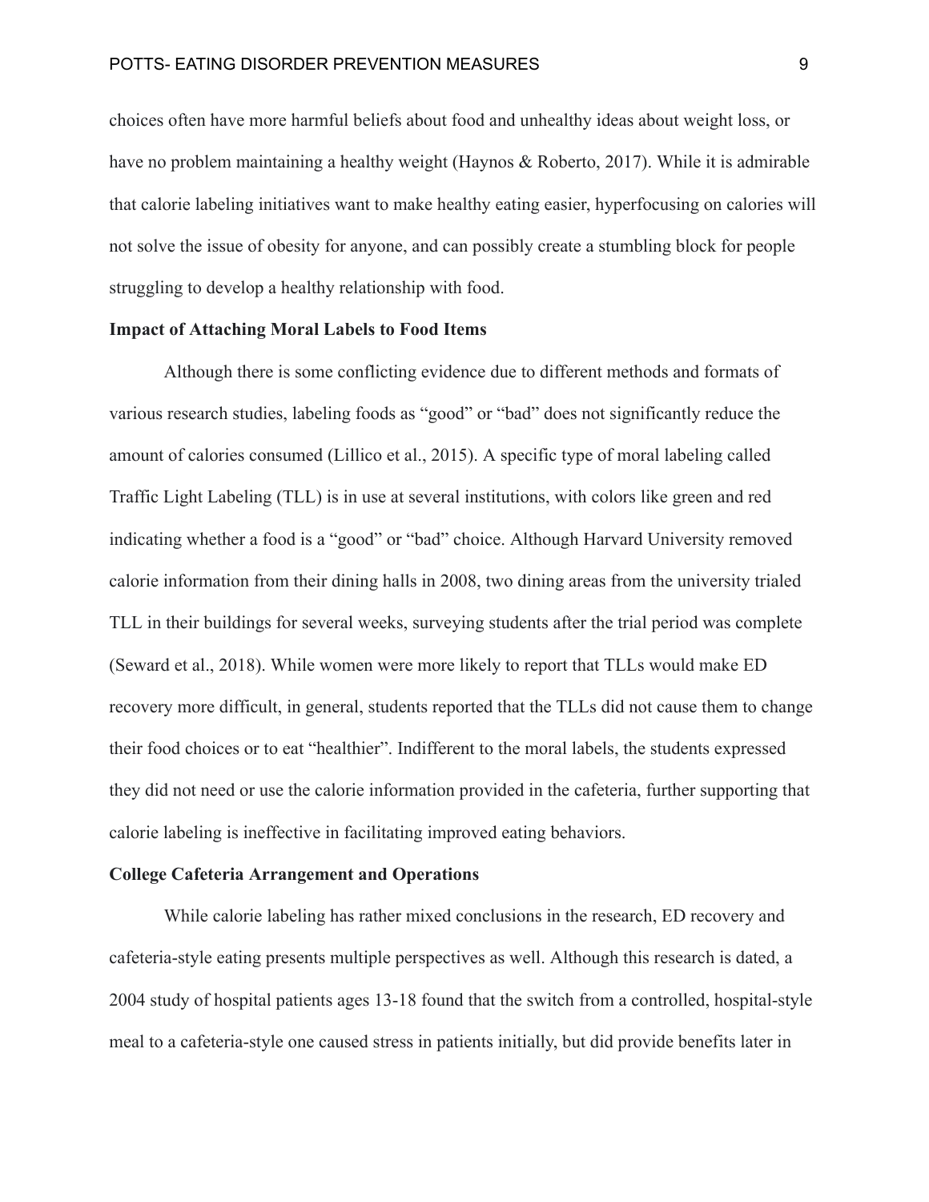choices often have more harmful beliefs about food and unhealthy ideas about weight loss, or have no problem maintaining a healthy weight (Haynos & Roberto, 2017). While it is admirable that calorie labeling initiatives want to make healthy eating easier, hyperfocusing on calories will not solve the issue of obesity for anyone, and can possibly create a stumbling block for people struggling to develop a healthy relationship with food.

### Impact of Attaching Moral Labels to Food Items

Although there is some conflicting evidence due to different methods and formats of various research studies, labeling foods as "good" or "bad" does not significantly reduce the amount of calories consumed (Lillico et al., 2015). A specific type of moral labeling called Traffic Light Labeling (TLL) is in use at several institutions, with colors like green and red indicating whether a food is a "good" or "bad" choice. Although Harvard University removed calorie information from their dining halls in 2008, two dining areas from the university trialed TLL in their buildings for several weeks, surveying students after the trial period was complete (Seward et al., 2018). While women were more likely to report that TLLs would make ED recovery more difficult, in general, students reported that the TLLs did not cause them to change their food choices or to eat "healthier". Indifferent to the moral labels, the students expressed they did not need or use the calorie information provided in the cafeteria, further supporting that calorie labeling is ineffective in facilitating improved eating behaviors.

### College Cafeteria Arrangement and Operations

While calorie labeling has rather mixed conclusions in the research, ED recovery and cafeteria-style eating presents multiple perspectives as well. Although this research is dated, a 2004 study of hospital patients ages 13-18 found that the switch from a controlled, hospital-style meal to a cafeteria-style one caused stress in patients initially, but did provide benefits later in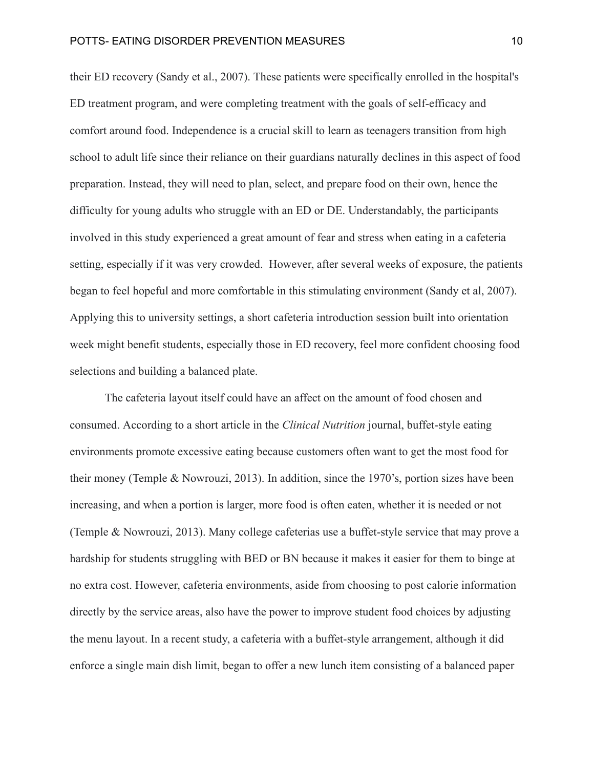their ED recovery (Sandy et al., 2007). These patients were specifically enrolled in the hospital's ED treatment program, and were completing treatment with the goals of self-efficacy and comfort around food. Independence is a crucial skill to learn as teenagers transition from high school to adult life since their reliance on their guardians naturally declines in this aspect of food preparation. Instead, they will need to plan, select, and prepare food on their own, hence the difficulty for young adults who struggle with an ED or DE. Understandably, the participants involved in this study experienced a great amount of fear and stress when eating in a cafeteria setting, especially if it was very crowded. However, after several weeks of exposure, the patients began to feel hopeful and more comfortable in this stimulating environment (Sandy et al, 2007). Applying this to university settings, a short cafeteria introduction session built into orientation week might benefit students, especially those in ED recovery, feel more confident choosing food selections and building a balanced plate.

The cafeteria layout itself could have an affect on the amount of food chosen and consumed. According to a short article in the *Clinical Nutrition* journal, buffet-style eating environments promote excessive eating because customers often want to get the most food for their money (Temple & Nowrouzi, 2013). In addition, since the 1970's, portion sizes have been increasing, and when a portion is larger, more food is often eaten, whether it is needed or not (Temple & Nowrouzi, 2013). Many college cafeterias use a buffet-style service that may prove a hardship for students struggling with BED or BN because it makes it easier for them to binge at no extra cost. However, cafeteria environments, aside from choosing to post calorie information directly by the service areas, also have the power to improve student food choices by adjusting the menu layout. In a recent study, a cafeteria with a buffet-style arrangement, although it did enforce a single main dish limit, began to offer a new lunch item consisting of a balanced paper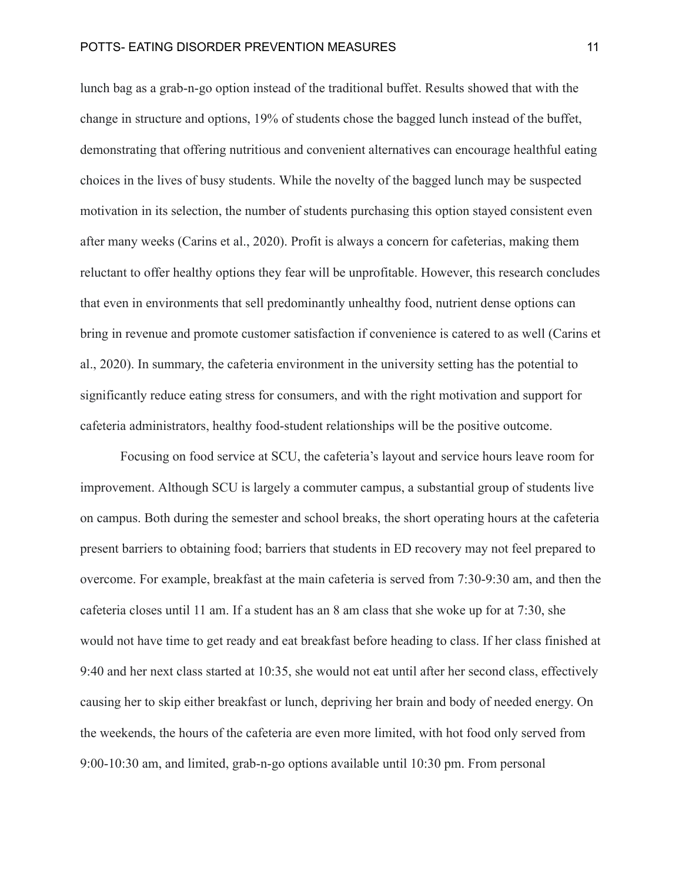lunch bag as a grab-n-go option instead of the traditional buffet. Results showed that with the change in structure and options, 19% of students chose the bagged lunch instead of the buffet, demonstrating that offering nutritious and convenient alternatives can encourage healthful eating choices in the lives of busy students. While the novelty of the bagged lunch may be suspected motivation in its selection, the number of students purchasing this option stayed consistent even after many weeks (Carins et al., 2020). Profit is always a concern for cafeterias, making them reluctant to offer healthy options they fear will be unprofitable. However, this research concludes that even in environments that sell predominantly unhealthy food, nutrient dense options can bring in revenue and promote customer satisfaction if convenience is catered to as well (Carins et al., 2020). In summary, the cafeteria environment in the university setting has the potential to significantly reduce eating stress for consumers, and with the right motivation and support for cafeteria administrators, healthy food-student relationships will be the positive outcome.

Focusing on food service at SCU, the cafeteria's layout and service hours leave room for improvement. Although SCU is largely a commuter campus, a substantial group of students live on campus. Both during the semester and school breaks, the short operating hours at the cafeteria present barriers to obtaining food; barriers that students in ED recovery may not feel prepared to overcome. For example, breakfast at the main cafeteria is served from 7:30-9:30 am, and then the cafeteria closes until 11 am. If a student has an 8 am class that she woke up for at 7:30, she would not have time to get ready and eat breakfast before heading to class. If her class finished at 9:40 and her next class started at 10:35, she would not eat until after her second class, effectively causing her to skip either breakfast or lunch, depriving her brain and body of needed energy. On the weekends, the hours of the cafeteria are even more limited, with hot food only served from 9:00-10:30 am, and limited, grab-n-go options available until 10:30 pm. From personal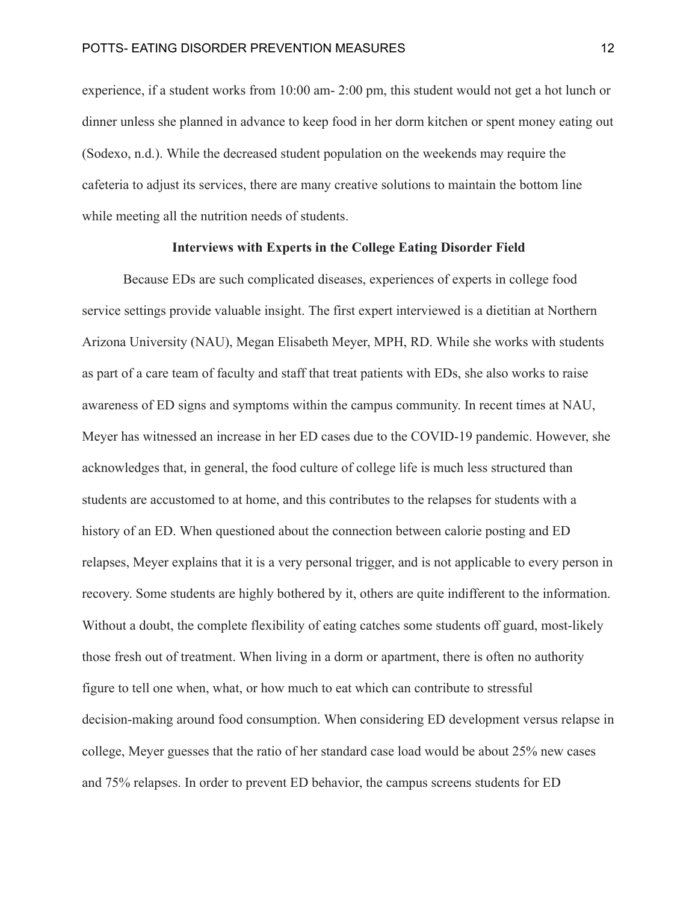experience, if a student works from 10:00 am- 2:00 pm, this student would not get a hot lunch or dinner unless she planned in advance to keep food in her dorm kitchen or spent money eating out (Sodexo, n.d.). While the decreased student population on the weekends may require the cafeteria to adjust its services, there are many creative solutions to maintain the bottom line while meeting all the nutrition needs of students.

## Interviews with Experts in the College Eating Disorder Field

Because EDs are such complicated diseases, experiences of experts in college food service settings provide valuable insight. The first expert interviewed is a dietitian at Northern Arizona University (NAU), Megan Elisabeth Meyer, MPH, RD. While she works with students as part of a care team of faculty and staff that treat patients with EDs, she also works to raise awareness of ED signs and symptoms within the campus community. In recent times at NAU, Meyer has witnessed an increase in her ED cases due to the COVID-19 pandemic. However, she acknowledges that, in general, the food culture of college life is much less structured than students are accustomed to at home, and this contributes to the relapses for students with a history of an ED. When questioned about the connection between calorie posting and ED relapses, Meyer explains that it is a very personal trigger, and is not applicable to every person in recovery. Some students are highly bothered by it, others are quite indifferent to the information. Without a doubt, the complete flexibility of eating catches some students off guard, most-likely those fresh out of treatment. When living in a dorm or apartment, there is often no authority figure to tell one when, what, or how much to eat which can contribute to stressful decision-making around food consumption. When considering ED development versus relapse in college, Meyer guesses that the ratio of her standard case load would be about 25% new cases and 75% relapses. In order to prevent ED behavior, the campus screens students for ED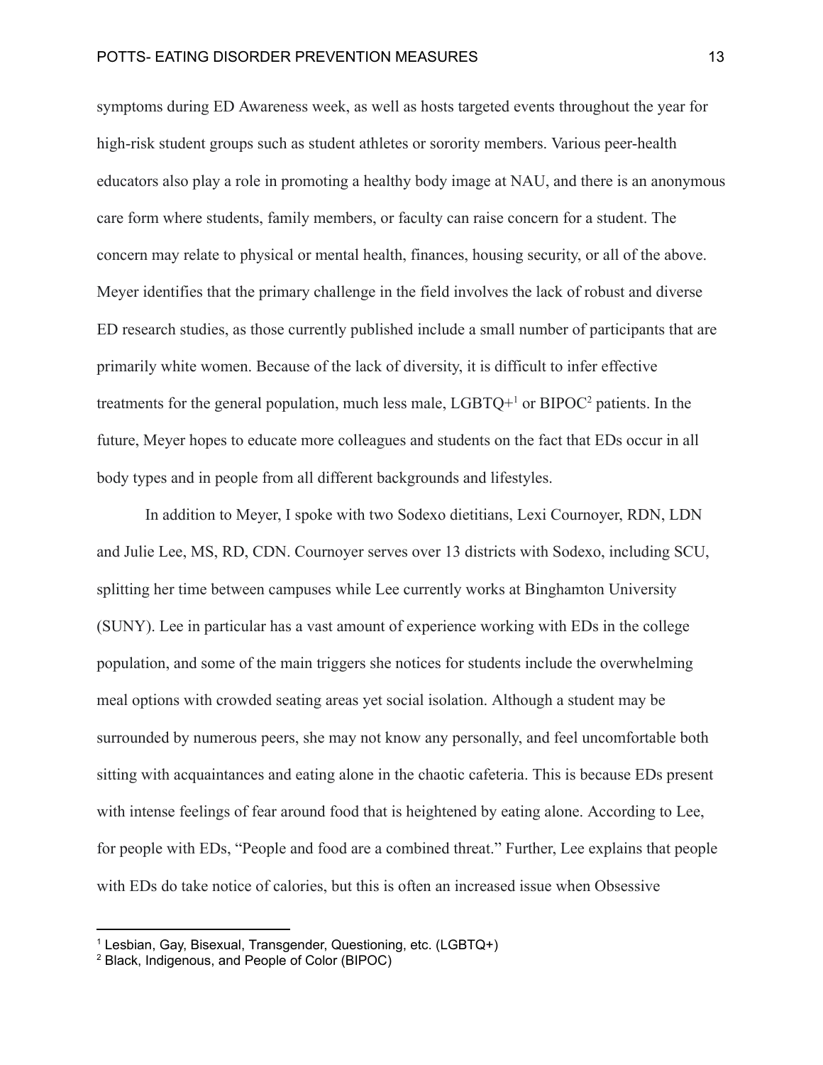symptoms during ED Awareness week, as well as hosts targeted events throughout the year for high-risk student groups such as student athletes or sorority members. Various peer-health educators also play a role in promoting a healthy body image at NAU, and there is an anonymous care form where students, family members, or faculty can raise concern for a student. The concern may relate to physical or mental health, finances, housing security, or all of the above. Meyer identifies that the primary challenge in the field involves the lack of robust and diverse ED research studies, as those currently published include a small number of participants that are primarily white women. Because of the lack of diversity, it is difficult to infer effective treatments for the general population, much less male, LGBTQ+[1] or BIPOC[2] patients. In the future, Meyer hopes to educate more colleagues and students on the fact that EDs occur in all body types and in people from all different backgrounds and lifestyles.

In addition to Meyer, I spoke with two Sodexo dietitians, Lexi Cournoyer, RDN, LDN and Julie Lee, MS, RD, CDN. Cournoyer serves over 13 districts with Sodexo, including SCU, splitting her time between campuses while Lee currently works at Binghamton University (SUNY). Lee in particular has a vast amount of experience working with EDs in the college population, and some of the main triggers she notices for students include the overwhelming meal options with crowded seating areas yet social isolation. Although a student may be surrounded by numerous peers, she may not know any personally, and feel uncomfortable both sitting with acquaintances and eating alone in the chaotic cafeteria. This is because EDs present with intense feelings of fear around food that is heightened by eating alone. According to Lee, for people with EDs, "People and food are a combined threat." Further, Lee explains that people with EDs do take notice of calories, but this is often an increased issue when Obsessive

---

[1] Lesbian, Gay, Bisexual, Transgender, Questioning, etc. (LGBTQ+)

[2] Black, Indigenous, and People of Color (BIPOC)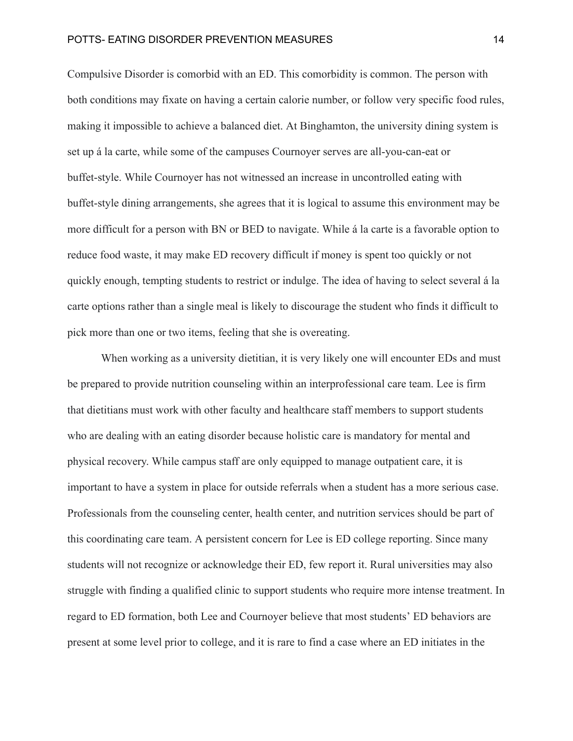Compulsive Disorder is comorbid with an ED. This comorbidity is common. The person with both conditions may fixate on having a certain calorie number, or follow very specific food rules, making it impossible to achieve a balanced diet. At Binghamton, the university dining system is set up á la carte, while some of the campuses Cournoyer serves are all-you-can-eat or buffet-style. While Cournoyer has not witnessed an increase in uncontrolled eating with buffet-style dining arrangements, she agrees that it is logical to assume this environment may be more difficult for a person with BN or BED to navigate. While á la carte is a favorable option to reduce food waste, it may make ED recovery difficult if money is spent too quickly or not quickly enough, tempting students to restrict or indulge. The idea of having to select several á la carte options rather than a single meal is likely to discourage the student who finds it difficult to pick more than one or two items, feeling that she is overeating.

When working as a university dietitian, it is very likely one will encounter EDs and must be prepared to provide nutrition counseling within an interprofessional care team. Lee is firm that dietitians must work with other faculty and healthcare staff members to support students who are dealing with an eating disorder because holistic care is mandatory for mental and physical recovery. While campus staff are only equipped to manage outpatient care, it is important to have a system in place for outside referrals when a student has a more serious case. Professionals from the counseling center, health center, and nutrition services should be part of this coordinating care team. A persistent concern for Lee is ED college reporting. Since many students will not recognize or acknowledge their ED, few report it. Rural universities may also struggle with finding a qualified clinic to support students who require more intense treatment. In regard to ED formation, both Lee and Cournoyer believe that most students' ED behaviors are present at some level prior to college, and it is rare to find a case where an ED initiates in the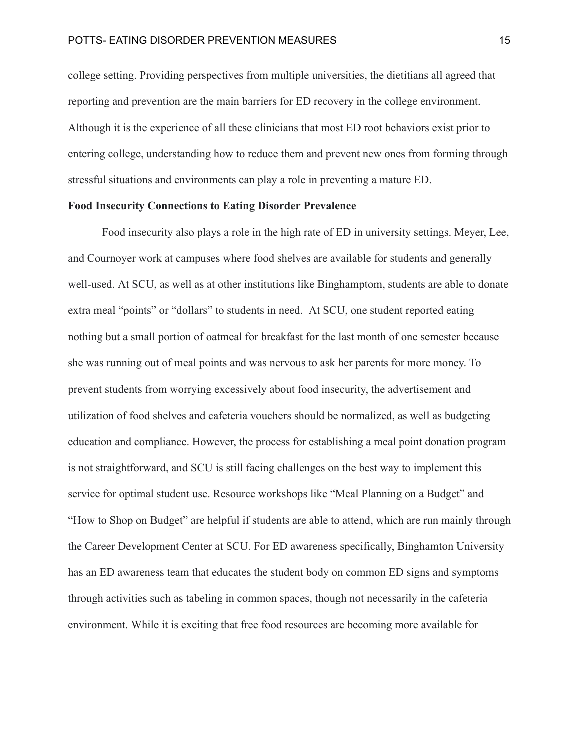college setting. Providing perspectives from multiple universities, the dietitians all agreed that reporting and prevention are the main barriers for ED recovery in the college environment. Although it is the experience of all these clinicians that most ED root behaviors exist prior to entering college, understanding how to reduce them and prevent new ones from forming through stressful situations and environments can play a role in preventing a mature ED.

**Food Insecurity Connections to Eating Disorder Prevalence**

Food insecurity also plays a role in the high rate of ED in university settings. Meyer, Lee, and Cournoyer work at campuses where food shelves are available for students and generally well-used. At SCU, as well as at other institutions like Binghamptom, students are able to donate extra meal "points" or "dollars" to students in need. At SCU, one student reported eating nothing but a small portion of oatmeal for breakfast for the last month of one semester because she was running out of meal points and was nervous to ask her parents for more money. To prevent students from worrying excessively about food insecurity, the advertisement and utilization of food shelves and cafeteria vouchers should be normalized, as well as budgeting education and compliance. However, the process for establishing a meal point donation program is not straightforward, and SCU is still facing challenges on the best way to implement this service for optimal student use. Resource workshops like "Meal Planning on a Budget" and "How to Shop on Budget" are helpful if students are able to attend, which are run mainly through the Career Development Center at SCU. For ED awareness specifically, Binghamton University has an ED awareness team that educates the student body on common ED signs and symptoms through activities such as tabeling in common spaces, though not necessarily in the cafeteria environment. While it is exciting that free food resources are becoming more available for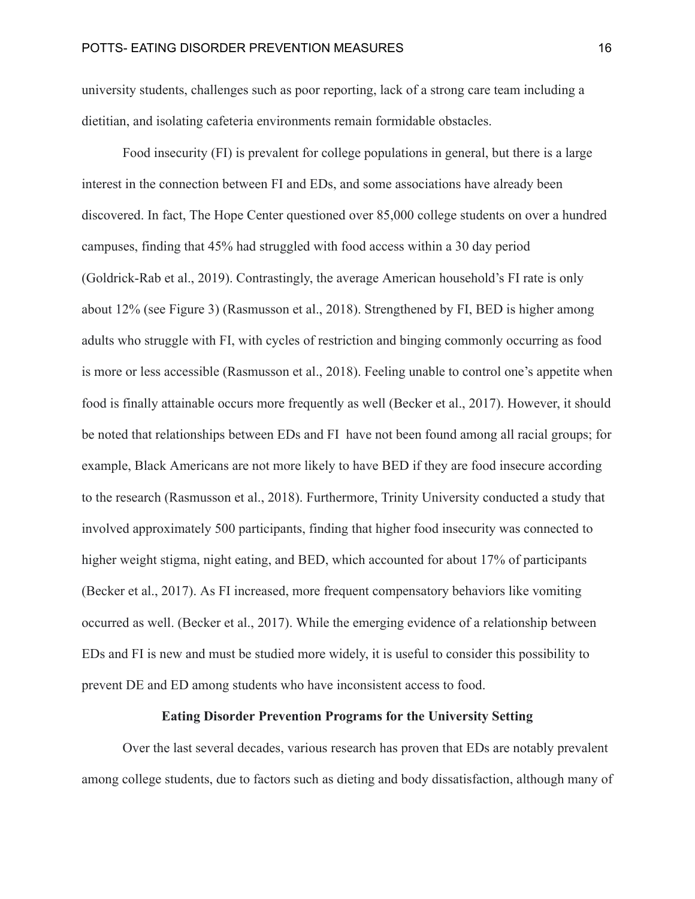university students, challenges such as poor reporting, lack of a strong care team including a dietitian, and isolating cafeteria environments remain formidable obstacles.

Food insecurity (FI) is prevalent for college populations in general, but there is a large interest in the connection between FI and EDs, and some associations have already been discovered. In fact, The Hope Center questioned over 85,000 college students on over a hundred campuses, finding that 45% had struggled with food access within a 30 day period (Goldrick-Rab et al., 2019). Contrastingly, the average American household's FI rate is only about 12% (see Figure 3) (Rasmusson et al., 2018). Strengthened by FI, BED is higher among adults who struggle with FI, with cycles of restriction and binging commonly occurring as food is more or less accessible (Rasmusson et al., 2018). Feeling unable to control one's appetite when food is finally attainable occurs more frequently as well (Becker et al., 2017). However, it should be noted that relationships between EDs and FI have not been found among all racial groups; for example, Black Americans are not more likely to have BED if they are food insecure according to the research (Rasmusson et al., 2018). Furthermore, Trinity University conducted a study that involved approximately 500 participants, finding that higher food insecurity was connected to higher weight stigma, night eating, and BED, which accounted for about 17% of participants (Becker et al., 2017). As FI increased, more frequent compensatory behaviors like vomiting occurred as well. (Becker et al., 2017). While the emerging evidence of a relationship between EDs and FI is new and must be studied more widely, it is useful to consider this possibility to prevent DE and ED among students who have inconsistent access to food.

## Eating Disorder Prevention Programs for the University Setting

Over the last several decades, various research has proven that EDs are notably prevalent among college students, due to factors such as dieting and body dissatisfaction, although many of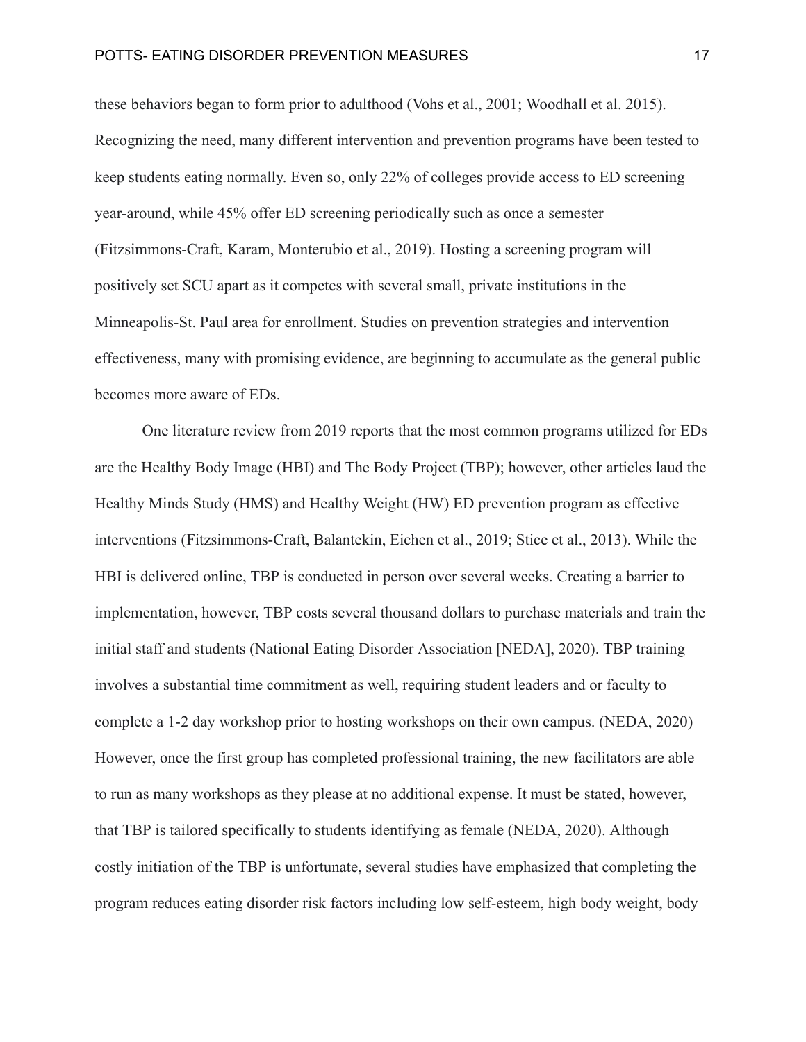these behaviors began to form prior to adulthood (Vohs et al., 2001; Woodhall et al. 2015). Recognizing the need, many different intervention and prevention programs have been tested to keep students eating normally. Even so, only 22% of colleges provide access to ED screening year-around, while 45% offer ED screening periodically such as once a semester (Fitzsimmons-Craft, Karam, Monterubio et al., 2019). Hosting a screening program will positively set SCU apart as it competes with several small, private institutions in the Minneapolis-St. Paul area for enrollment. Studies on prevention strategies and intervention effectiveness, many with promising evidence, are beginning to accumulate as the general public becomes more aware of EDs.

One literature review from 2019 reports that the most common programs utilized for EDs are the Healthy Body Image (HBI) and The Body Project (TBP); however, other articles laud the Healthy Minds Study (HMS) and Healthy Weight (HW) ED prevention program as effective interventions (Fitzsimmons-Craft, Balantekin, Eichen et al., 2019; Stice et al., 2013). While the HBI is delivered online, TBP is conducted in person over several weeks. Creating a barrier to implementation, however, TBP costs several thousand dollars to purchase materials and train the initial staff and students (National Eating Disorder Association [NEDA], 2020). TBP training involves a substantial time commitment as well, requiring student leaders and or faculty to complete a 1-2 day workshop prior to hosting workshops on their own campus. (NEDA, 2020) However, once the first group has completed professional training, the new facilitators are able to run as many workshops as they please at no additional expense. It must be stated, however, that TBP is tailored specifically to students identifying as female (NEDA, 2020). Although costly initiation of the TBP is unfortunate, several studies have emphasized that completing the program reduces eating disorder risk factors including low self-esteem, high body weight, body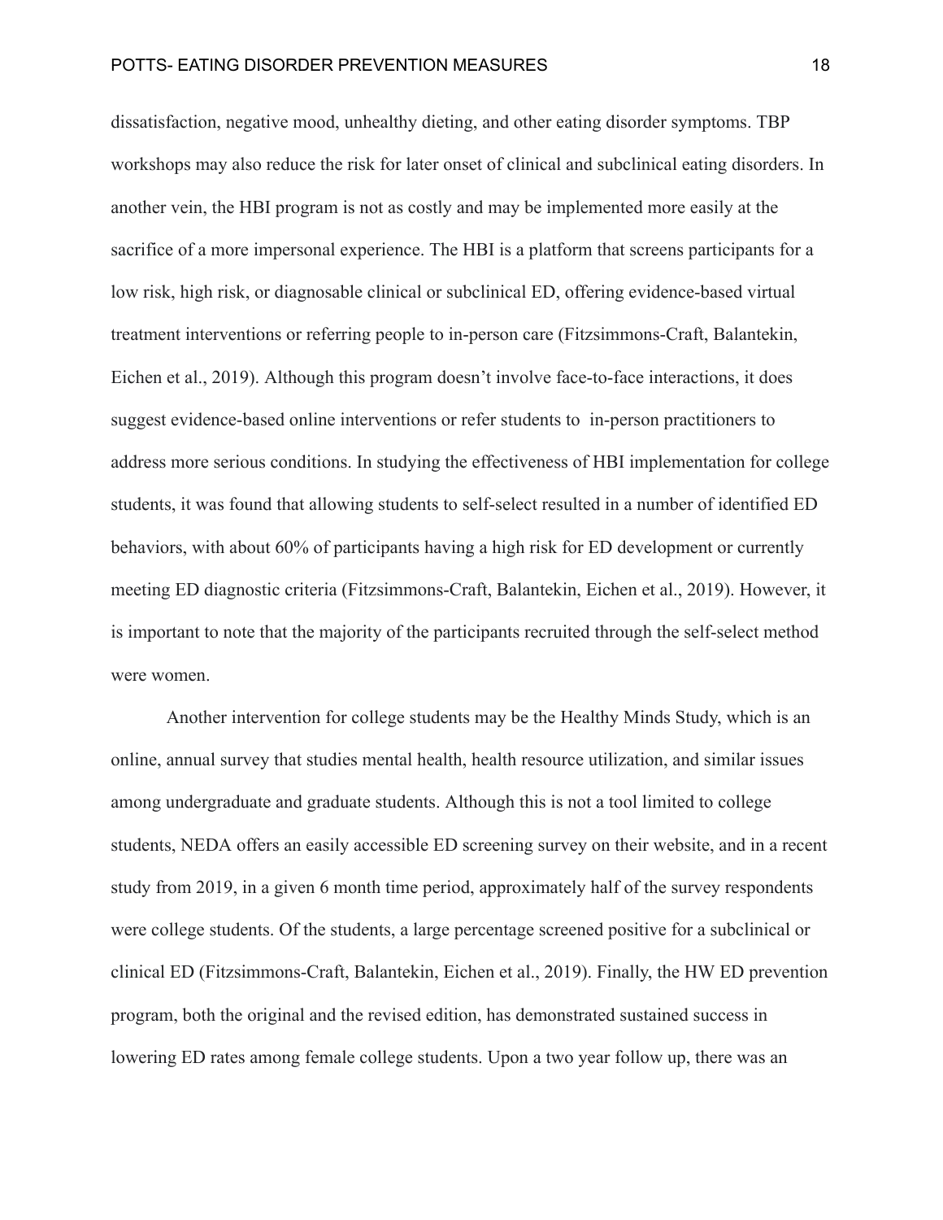dissatisfaction, negative mood, unhealthy dieting, and other eating disorder symptoms. TBP workshops may also reduce the risk for later onset of clinical and subclinical eating disorders. In another vein, the HBI program is not as costly and may be implemented more easily at the sacrifice of a more impersonal experience. The HBI is a platform that screens participants for a low risk, high risk, or diagnosable clinical or subclinical ED, offering evidence-based virtual treatment interventions or referring people to in-person care (Fitzsimmons-Craft, Balantekin, Eichen et al., 2019). Although this program doesn't involve face-to-face interactions, it does suggest evidence-based online interventions or refer students to in-person practitioners to address more serious conditions. In studying the effectiveness of HBI implementation for college students, it was found that allowing students to self-select resulted in a number of identified ED behaviors, with about 60% of participants having a high risk for ED development or currently meeting ED diagnostic criteria (Fitzsimmons-Craft, Balantekin, Eichen et al., 2019). However, it is important to note that the majority of the participants recruited through the self-select method were women.

Another intervention for college students may be the Healthy Minds Study, which is an online, annual survey that studies mental health, health resource utilization, and similar issues among undergraduate and graduate students. Although this is not a tool limited to college students, NEDA offers an easily accessible ED screening survey on their website, and in a recent study from 2019, in a given 6 month time period, approximately half of the survey respondents were college students. Of the students, a large percentage screened positive for a subclinical or clinical ED (Fitzsimmons-Craft, Balantekin, Eichen et al., 2019). Finally, the HW ED prevention program, both the original and the revised edition, has demonstrated sustained success in lowering ED rates among female college students. Upon a two year follow up, there was an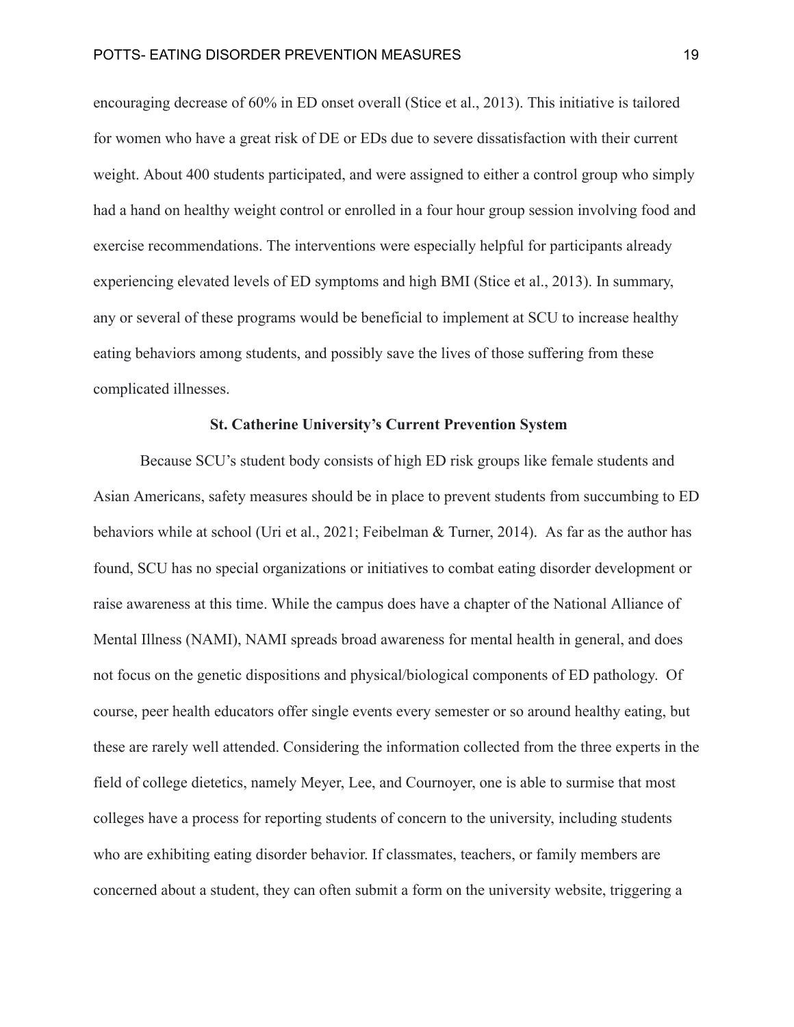encouraging decrease of 60% in ED onset overall (Stice et al., 2013). This initiative is tailored for women who have a great risk of DE or EDs due to severe dissatisfaction with their current weight. About 400 students participated, and were assigned to either a control group who simply had a hand on healthy weight control or enrolled in a four hour group session involving food and exercise recommendations. The interventions were especially helpful for participants already experiencing elevated levels of ED symptoms and high BMI (Stice et al., 2013). In summary, any or several of these programs would be beneficial to implement at SCU to increase healthy eating behaviors among students, and possibly save the lives of those suffering from these complicated illnesses.

## St. Catherine University's Current Prevention System

Because SCU's student body consists of high ED risk groups like female students and Asian Americans, safety measures should be in place to prevent students from succumbing to ED behaviors while at school (Uri et al., 2021; Feibelman & Turner, 2014). As far as the author has found, SCU has no special organizations or initiatives to combat eating disorder development or raise awareness at this time. While the campus does have a chapter of the National Alliance of Mental Illness (NAMI), NAMI spreads broad awareness for mental health in general, and does not focus on the genetic dispositions and physical/biological components of ED pathology. Of course, peer health educators offer single events every semester or so around healthy eating, but these are rarely well attended. Considering the information collected from the three experts in the field of college dietetics, namely Meyer, Lee, and Cournoyer, one is able to surmise that most colleges have a process for reporting students of concern to the university, including students who are exhibiting eating disorder behavior. If classmates, teachers, or family members are concerned about a student, they can often submit a form on the university website, triggering a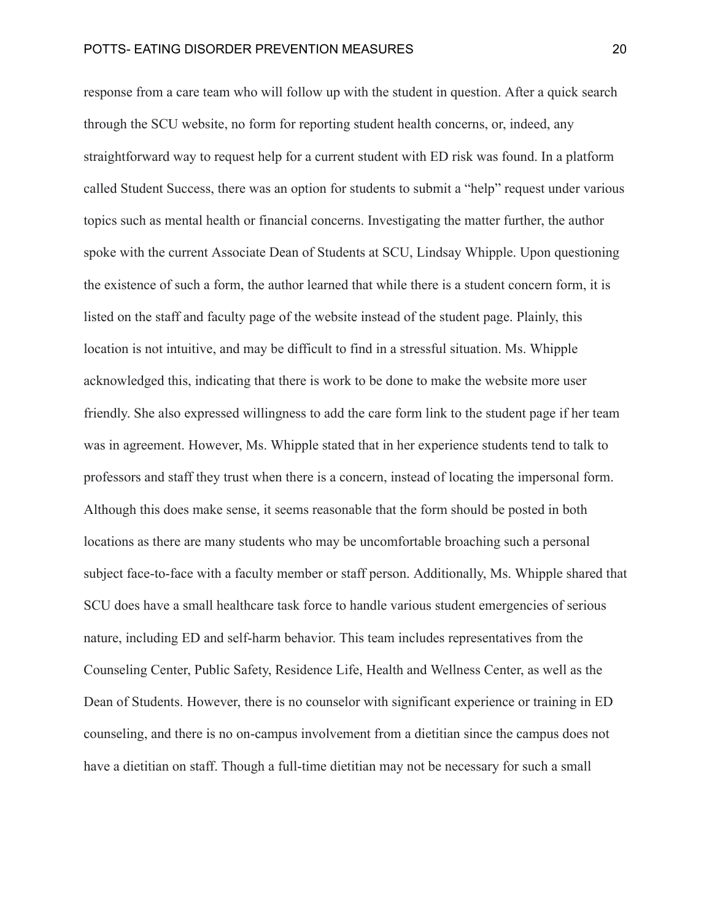response from a care team who will follow up with the student in question. After a quick search through the SCU website, no form for reporting student health concerns, or, indeed, any straightforward way to request help for a current student with ED risk was found. In a platform called Student Success, there was an option for students to submit a "help" request under various topics such as mental health or financial concerns. Investigating the matter further, the author spoke with the current Associate Dean of Students at SCU, Lindsay Whipple. Upon questioning the existence of such a form, the author learned that while there is a student concern form, it is listed on the staff and faculty page of the website instead of the student page. Plainly, this location is not intuitive, and may be difficult to find in a stressful situation. Ms. Whipple acknowledged this, indicating that there is work to be done to make the website more user friendly. She also expressed willingness to add the care form link to the student page if her team was in agreement. However, Ms. Whipple stated that in her experience students tend to talk to professors and staff they trust when there is a concern, instead of locating the impersonal form. Although this does make sense, it seems reasonable that the form should be posted in both locations as there are many students who may be uncomfortable broaching such a personal subject face-to-face with a faculty member or staff person. Additionally, Ms. Whipple shared that SCU does have a small healthcare task force to handle various student emergencies of serious nature, including ED and self-harm behavior. This team includes representatives from the Counseling Center, Public Safety, Residence Life, Health and Wellness Center, as well as the Dean of Students. However, there is no counselor with significant experience or training in ED counseling, and there is no on-campus involvement from a dietitian since the campus does not have a dietitian on staff. Though a full-time dietitian may not be necessary for such a small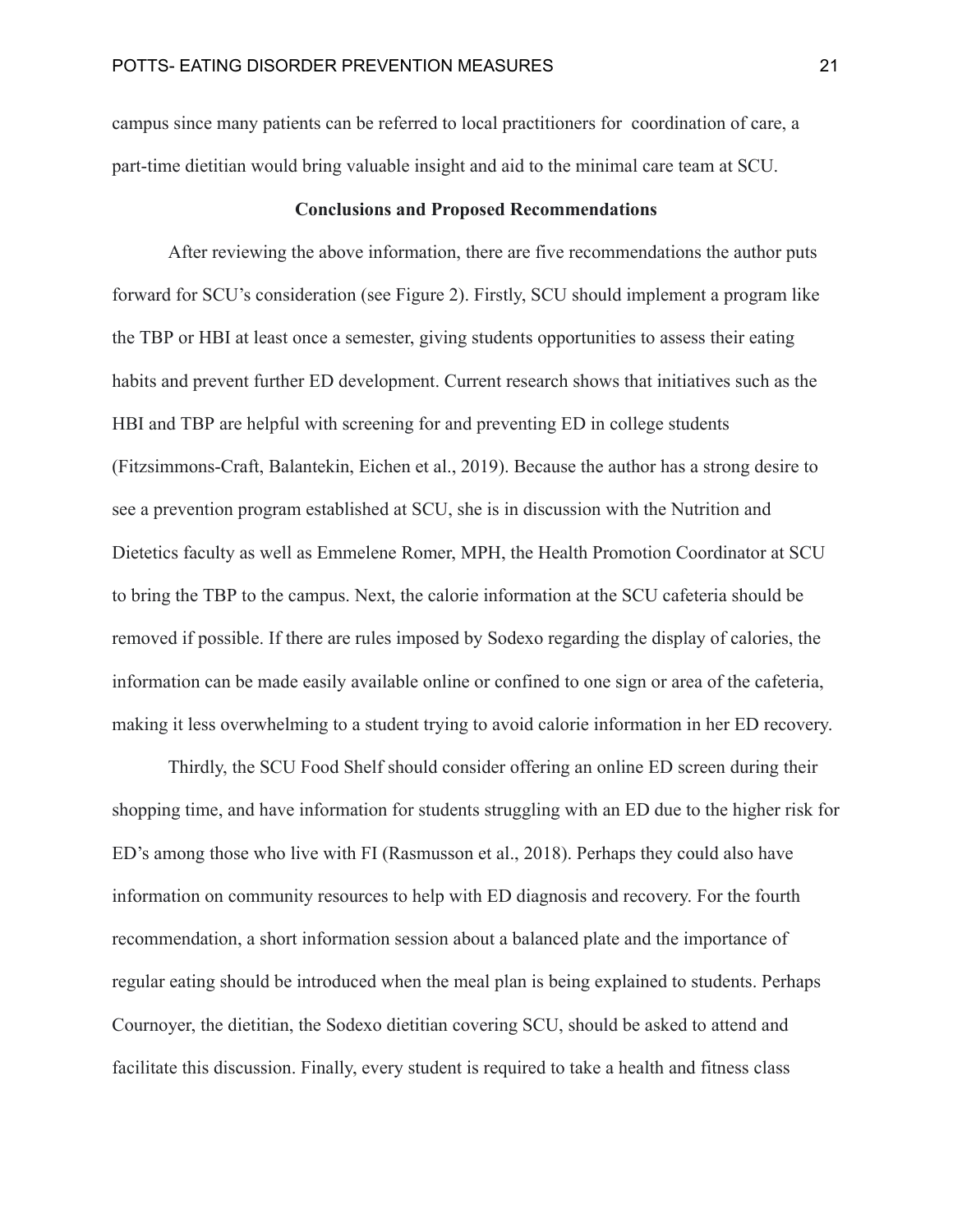campus since many patients can be referred to local practitioners for coordination of care, a part-time dietitian would bring valuable insight and aid to the minimal care team at SCU.

## Conclusions and Proposed Recommendations

After reviewing the above information, there are five recommendations the author puts forward for SCU's consideration (see Figure 2). Firstly, SCU should implement a program like the TBP or HBI at least once a semester, giving students opportunities to assess their eating habits and prevent further ED development. Current research shows that initiatives such as the HBI and TBP are helpful with screening for and preventing ED in college students (Fitzsimmons-Craft, Balantekin, Eichen et al., 2019). Because the author has a strong desire to see a prevention program established at SCU, she is in discussion with the Nutrition and Dietetics faculty as well as Emmelene Romer, MPH, the Health Promotion Coordinator at SCU to bring the TBP to the campus. Next, the calorie information at the SCU cafeteria should be removed if possible. If there are rules imposed by Sodexo regarding the display of calories, the information can be made easily available online or confined to one sign or area of the cafeteria, making it less overwhelming to a student trying to avoid calorie information in her ED recovery.

Thirdly, the SCU Food Shelf should consider offering an online ED screen during their shopping time, and have information for students struggling with an ED due to the higher risk for ED's among those who live with FI (Rasmusson et al., 2018). Perhaps they could also have information on community resources to help with ED diagnosis and recovery. For the fourth recommendation, a short information session about a balanced plate and the importance of regular eating should be introduced when the meal plan is being explained to students. Perhaps Cournoyer, the dietitian, the Sodexo dietitian covering SCU, should be asked to attend and facilitate this discussion. Finally, every student is required to take a health and fitness class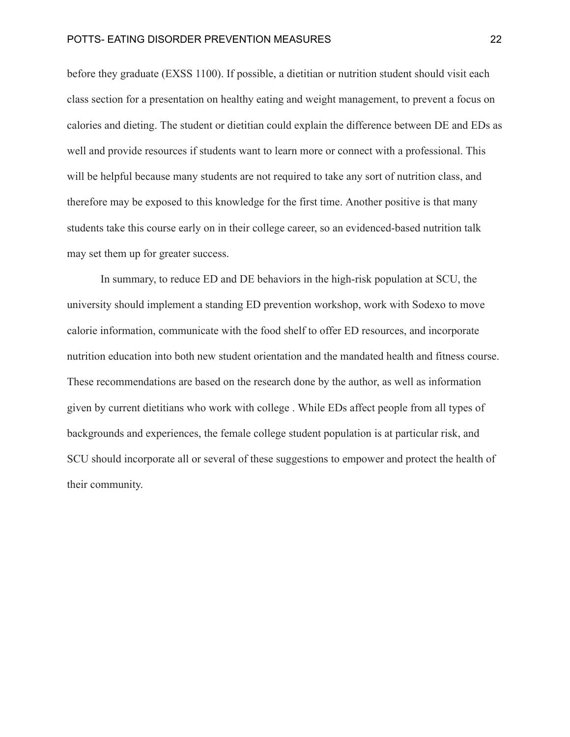before they graduate (EXSS 1100). If possible, a dietitian or nutrition student should visit each class section for a presentation on healthy eating and weight management, to prevent a focus on calories and dieting. The student or dietitian could explain the difference between DE and EDs as well and provide resources if students want to learn more or connect with a professional. This will be helpful because many students are not required to take any sort of nutrition class, and therefore may be exposed to this knowledge for the first time. Another positive is that many students take this course early on in their college career, so an evidenced-based nutrition talk may set them up for greater success.

In summary, to reduce ED and DE behaviors in the high-risk population at SCU, the university should implement a standing ED prevention workshop, work with Sodexo to move calorie information, communicate with the food shelf to offer ED resources, and incorporate nutrition education into both new student orientation and the mandated health and fitness course. These recommendations are based on the research done by the author, as well as information given by current dietitians who work with college . While EDs affect people from all types of backgrounds and experiences, the female college student population is at particular risk, and SCU should incorporate all or several of these suggestions to empower and protect the health of their community.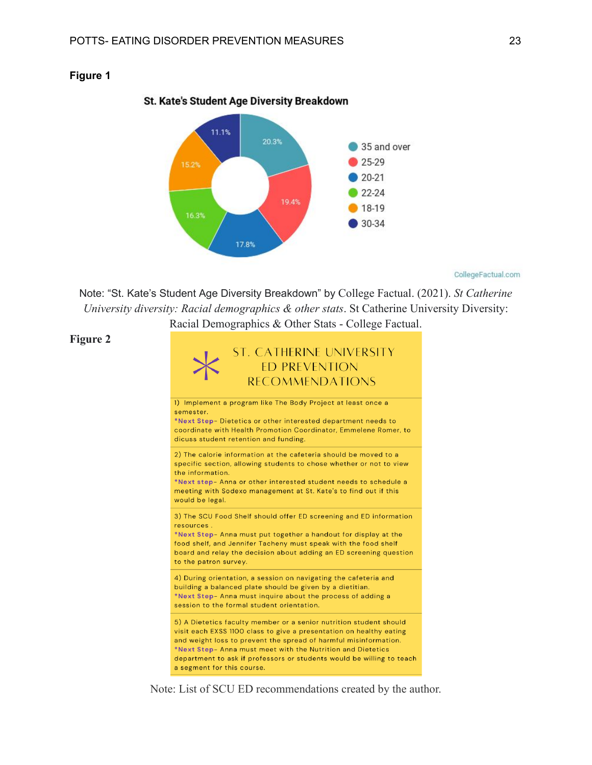**Figure 1**

St. Kate's Student Age Diversity Breakdown

| Age group | Percentage |
|---|---|
| 35 and over | 20.3% |
| 25-29 | 19.4% |
| 20-21 | 17.8% |
| 22-24 | 16.3% |
| 18-19 | 15.2% |
| 30-34 | 11.1% |

CollegeFactual.com

Note: "St. Kate's Student Age Diversity Breakdown" by College Factual. (2021). *St Catherine University diversity: Racial demographics & other stats*. St Catherine University Diversity: Racial Demographics & Other Stats - College Factual.

**Figure 2**

ST. CATHERINE UNIVERSITY ED PREVENTION RECOMMENDATIONS

1) Implement a program like The Body Project at least once a semester.
*Next Step- Dietetics or other interested department needs to coordinate with Health Promotion Coordinator, Emmelene Romer, to dicuss student retention and funding.

2) The calorie information at the cafeteria should be moved to a specific section, allowing students to chose whether or not to view the information.
*Next step- Anna or other interested student needs to schedule a meeting with Sodexo management at St. Kate's to find out if this would be legal.

3) The SCU Food Shelf should offer ED screening and ED information resources .
*Next Step- Anna must put together a handout for display at the food shelf, and Jennifer Tacheny must speak with the food shelf board and relay the decision about adding an ED screening question to the patron survey.

4) During orientation, a session on navigating the cafeteria and building a balanced plate should be given by a dietitian.
*Next Step- Anna must inquire about the process of adding a session to the formal student orientation.

5) A Dietetics faculty member or a senior nutrition student should visit each EXSS 1100 class to give a presentation on healthy eating and weight loss to prevent the spread of harmful misinformation.
*Next Step- Anna must meet with the Nutrition and Dietetics department to ask if professors or students would be willing to teach a segment for this course.

Note: List of SCU ED recommendations created by the author.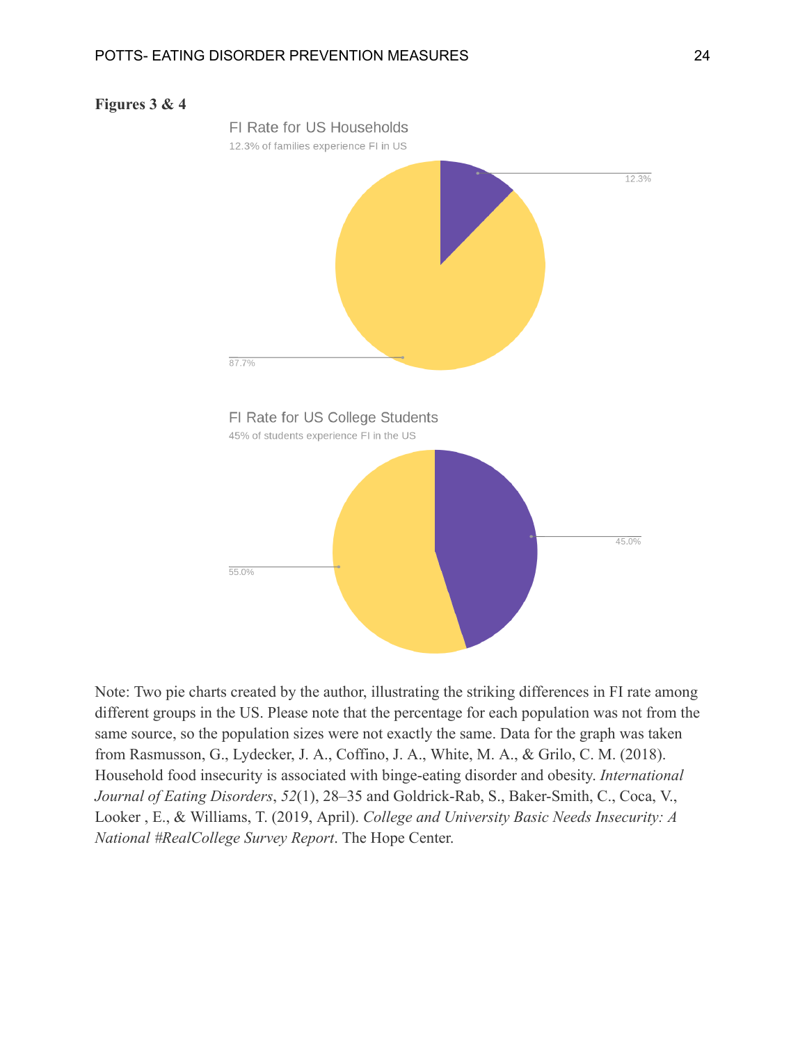**Figures 3 & 4**

FI Rate for US Households

12.3% of families experience FI in US

12.3%

87.7%

FI Rate for US College Students

45% of students experience FI in the US

45.0%

55.0%

Note: Two pie charts created by the author, illustrating the striking differences in FI rate among different groups in the US. Please note that the percentage for each population was not from the same source, so the population sizes were not exactly the same. Data for the graph was taken from Rasmusson, G., Lydecker, J. A., Coffino, J. A., White, M. A., & Grilo, C. M. (2018). Household food insecurity is associated with binge-eating disorder and obesity. *International Journal of Eating Disorders*, *52*(1), 28–35 and Goldrick-Rab, S., Baker-Smith, C., Coca, V., Looker , E., & Williams, T. (2019, April). *College and University Basic Needs Insecurity: A National #RealCollege Survey Report*. The Hope Center.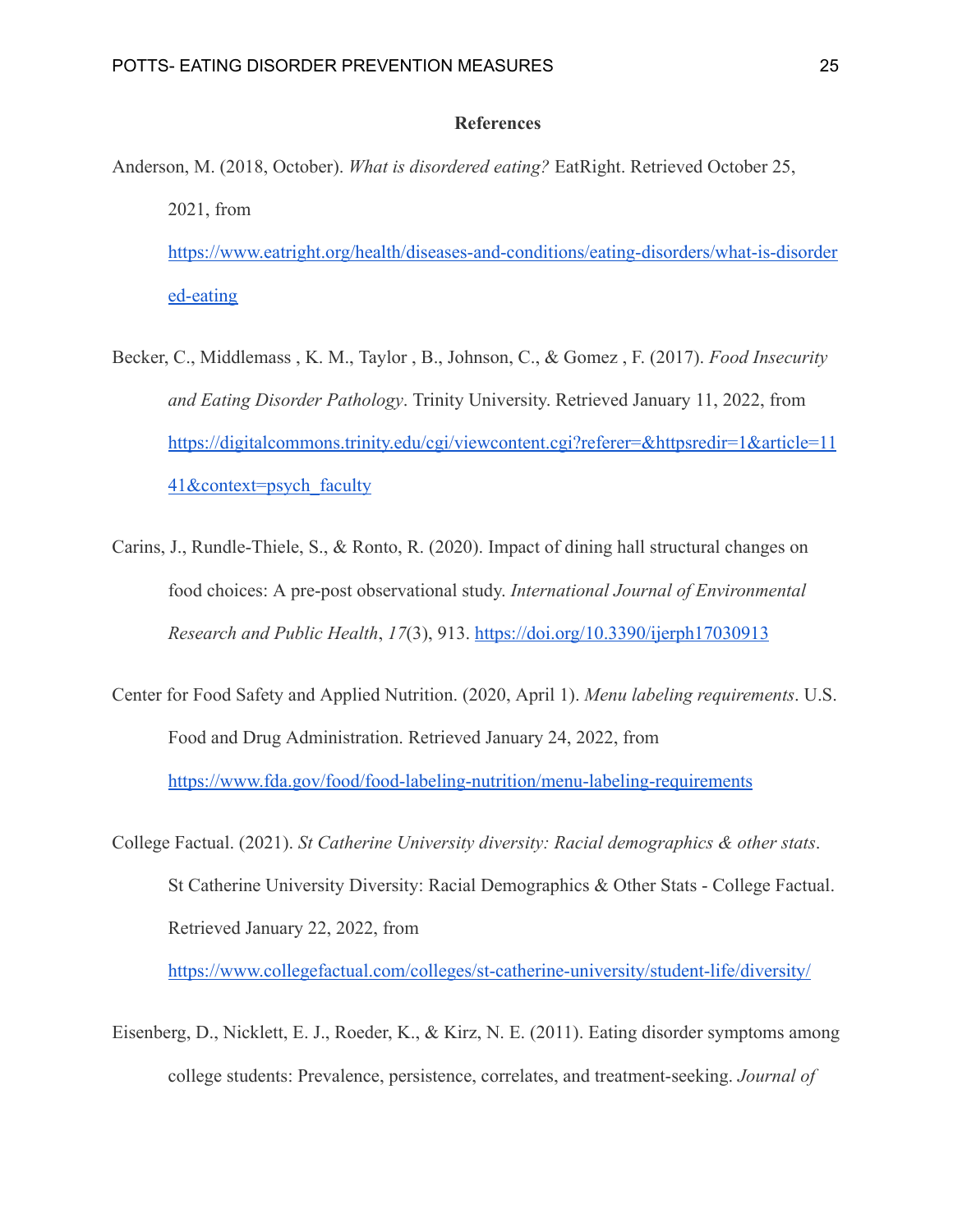## References

Anderson, M. (2018, October). *What is disordered eating?* EatRight. Retrieved October 25, 2021, from https://www.eatright.org/health/diseases-and-conditions/eating-disorders/what-is-disordered-eating

Becker, C., Middlemass , K. M., Taylor , B., Johnson, C., & Gomez , F. (2017). *Food Insecurity and Eating Disorder Pathology*. Trinity University. Retrieved January 11, 2022, from https://digitalcommons.trinity.edu/cgi/viewcontent.cgi?referer=&httpsredir=1&article=1141&context=psych_faculty

Carins, J., Rundle-Thiele, S., & Ronto, R. (2020). Impact of dining hall structural changes on food choices: A pre-post observational study. *International Journal of Environmental Research and Public Health*, *17*(3), 913. https://doi.org/10.3390/ijerph17030913

Center for Food Safety and Applied Nutrition. (2020, April 1). *Menu labeling requirements*. U.S. Food and Drug Administration. Retrieved January 24, 2022, from https://www.fda.gov/food/food-labeling-nutrition/menu-labeling-requirements

College Factual. (2021). *St Catherine University diversity: Racial demographics & other stats*. St Catherine University Diversity: Racial Demographics & Other Stats - College Factual. Retrieved January 22, 2022, from https://www.collegefactual.com/colleges/st-catherine-university/student-life/diversity/

Eisenberg, D., Nicklett, E. J., Roeder, K., & Kirz, N. E. (2011). Eating disorder symptoms among college students: Prevalence, persistence, correlates, and treatment-seeking. *Journal of*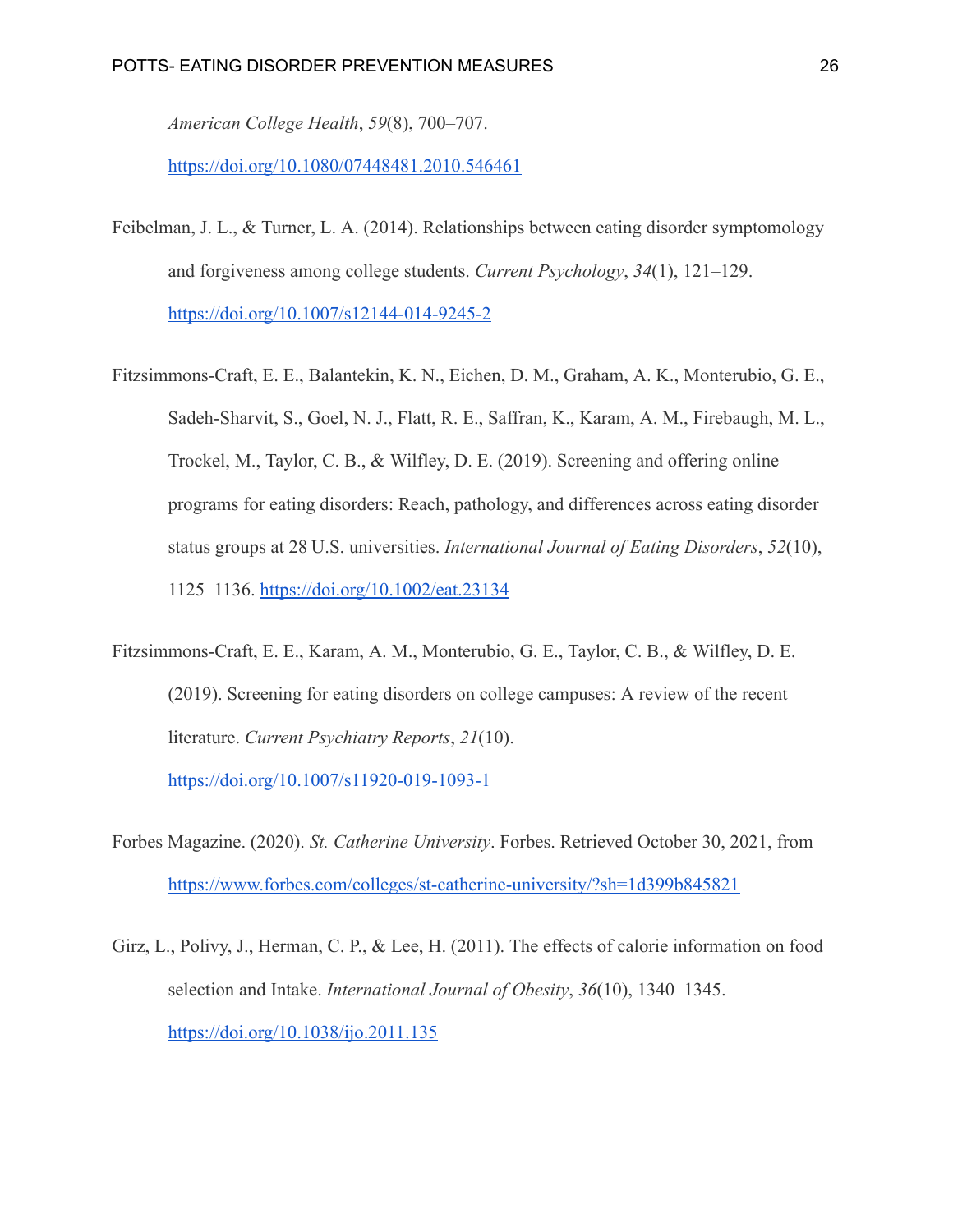*American College Health*, *59*(8), 700–707. https://doi.org/10.1080/07448481.2010.546461

Feibelman, J. L., & Turner, L. A. (2014). Relationships between eating disorder symptomology and forgiveness among college students. *Current Psychology*, *34*(1), 121–129. https://doi.org/10.1007/s12144-014-9245-2

Fitzsimmons-Craft, E. E., Balantekin, K. N., Eichen, D. M., Graham, A. K., Monterubio, G. E., Sadeh-Sharvit, S., Goel, N. J., Flatt, R. E., Saffran, K., Karam, A. M., Firebaugh, M. L., Trockel, M., Taylor, C. B., & Wilfley, D. E. (2019). Screening and offering online programs for eating disorders: Reach, pathology, and differences across eating disorder status groups at 28 U.S. universities. *International Journal of Eating Disorders*, *52*(10), 1125–1136. https://doi.org/10.1002/eat.23134

Fitzsimmons-Craft, E. E., Karam, A. M., Monterubio, G. E., Taylor, C. B., & Wilfley, D. E. (2019). Screening for eating disorders on college campuses: A review of the recent literature. *Current Psychiatry Reports*, *21*(10). https://doi.org/10.1007/s11920-019-1093-1

Forbes Magazine. (2020). *St. Catherine University*. Forbes. Retrieved October 30, 2021, from https://www.forbes.com/colleges/st-catherine-university/?sh=1d399b845821

Girz, L., Polivy, J., Herman, C. P., & Lee, H. (2011). The effects of calorie information on food selection and Intake. *International Journal of Obesity*, *36*(10), 1340–1345. https://doi.org/10.1038/ijo.2011.135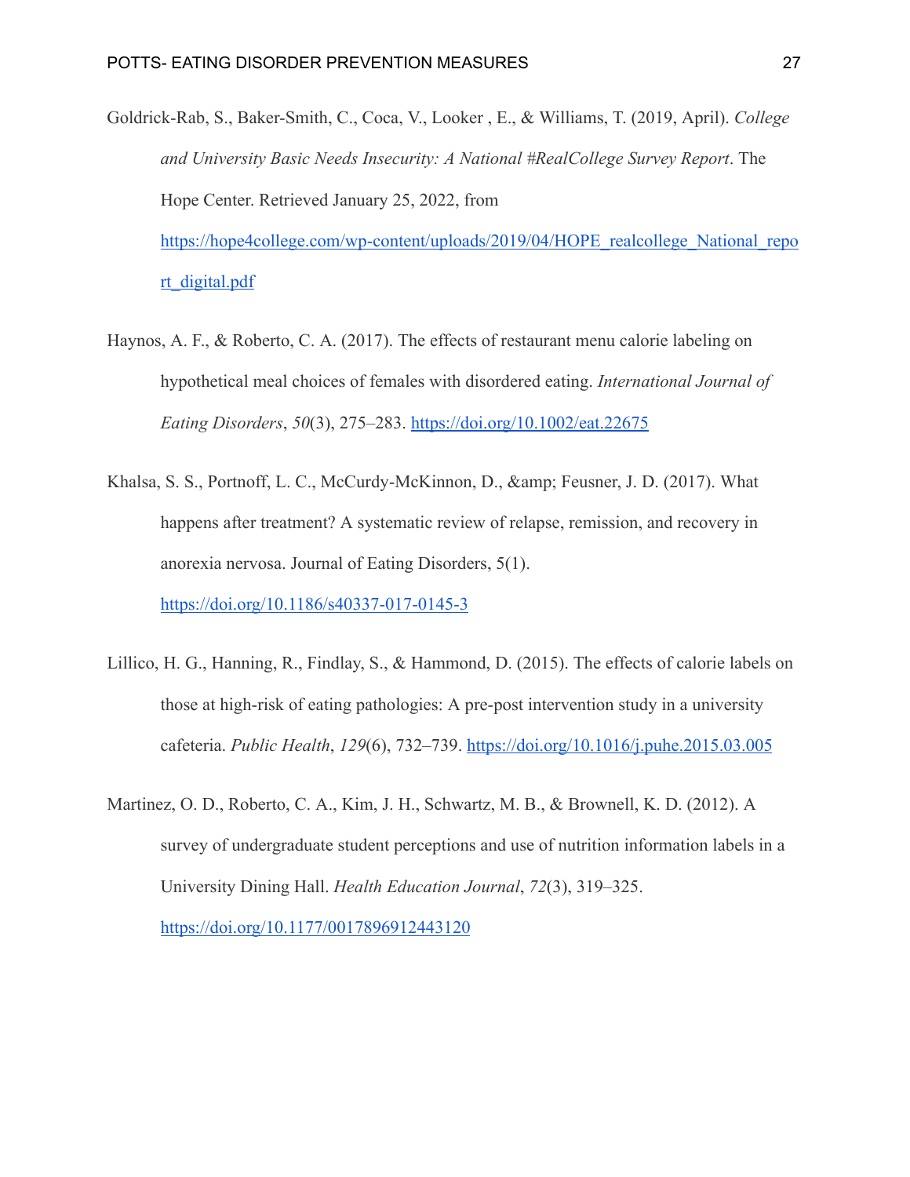Goldrick-Rab, S., Baker-Smith, C., Coca, V., Looker , E., & Williams, T. (2019, April). *College and University Basic Needs Insecurity: A National #RealCollege Survey Report*. The Hope Center. Retrieved January 25, 2022, from https://hope4college.com/wp-content/uploads/2019/04/HOPE_realcollege_National_report_digital.pdf

Haynos, A. F., & Roberto, C. A. (2017). The effects of restaurant menu calorie labeling on hypothetical meal choices of females with disordered eating. *International Journal of Eating Disorders*, *50*(3), 275–283. https://doi.org/10.1002/eat.22675

Khalsa, S. S., Portnoff, L. C., McCurdy-McKinnon, D., &amp; Feusner, J. D. (2017). What happens after treatment? A systematic review of relapse, remission, and recovery in anorexia nervosa. Journal of Eating Disorders, 5(1). https://doi.org/10.1186/s40337-017-0145-3

Lillico, H. G., Hanning, R., Findlay, S., & Hammond, D. (2015). The effects of calorie labels on those at high-risk of eating pathologies: A pre-post intervention study in a university cafeteria. *Public Health*, *129*(6), 732–739. https://doi.org/10.1016/j.puhe.2015.03.005

Martinez, O. D., Roberto, C. A., Kim, J. H., Schwartz, M. B., & Brownell, K. D. (2012). A survey of undergraduate student perceptions and use of nutrition information labels in a University Dining Hall. *Health Education Journal*, *72*(3), 319–325. https://doi.org/10.1177/0017896912443120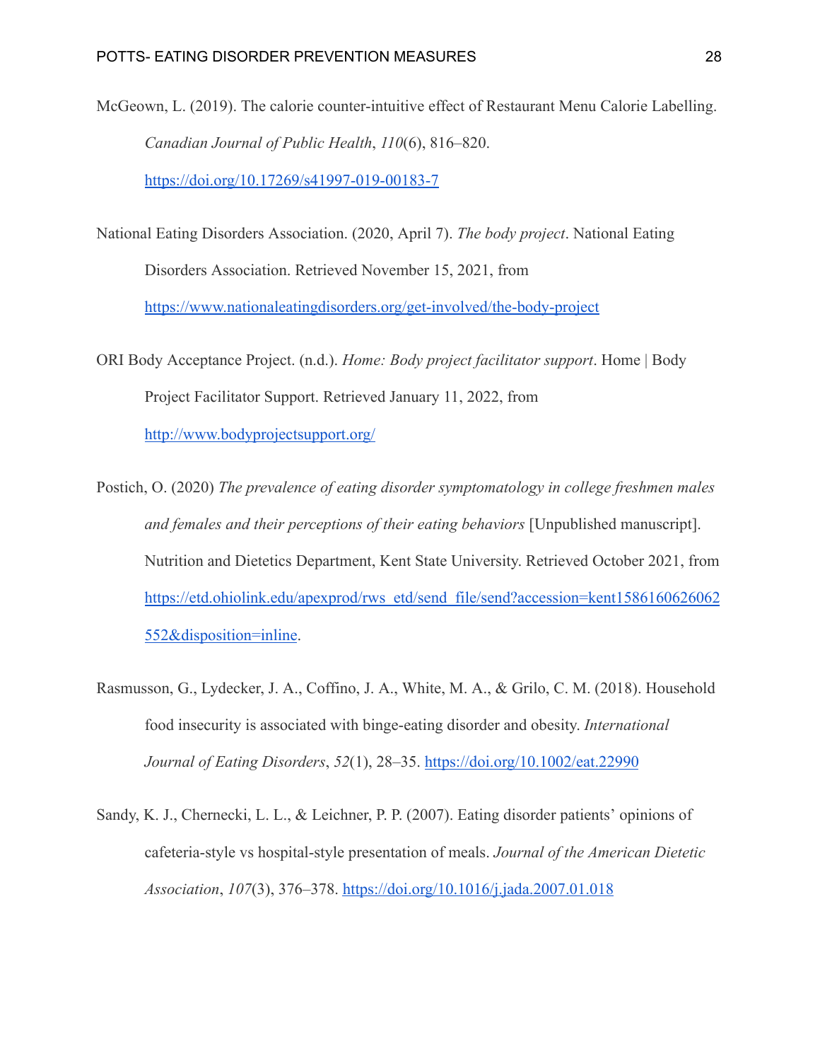McGeown, L. (2019). The calorie counter-intuitive effect of Restaurant Menu Calorie Labelling. *Canadian Journal of Public Health*, *110*(6), 816–820. https://doi.org/10.17269/s41997-019-00183-7

National Eating Disorders Association. (2020, April 7). *The body project*. National Eating Disorders Association. Retrieved November 15, 2021, from https://www.nationaleatingdisorders.org/get-involved/the-body-project

ORI Body Acceptance Project. (n.d.). *Home: Body project facilitator support*. Home | Body Project Facilitator Support. Retrieved January 11, 2022, from http://www.bodyprojectsupport.org/

Postich, O. (2020) *The prevalence of eating disorder symptomatology in college freshmen males and females and their perceptions of their eating behaviors* [Unpublished manuscript]. Nutrition and Dietetics Department, Kent State University. Retrieved October 2021, from https://etd.ohiolink.edu/apexprod/rws_etd/send_file/send?accession=kent1586160626062552&disposition=inline.

Rasmusson, G., Lydecker, J. A., Coffino, J. A., White, M. A., & Grilo, C. M. (2018). Household food insecurity is associated with binge-eating disorder and obesity. *International Journal of Eating Disorders*, *52*(1), 28–35. https://doi.org/10.1002/eat.22990

Sandy, K. J., Chernecki, L. L., & Leichner, P. P. (2007). Eating disorder patients' opinions of cafeteria-style vs hospital-style presentation of meals. *Journal of the American Dietetic Association*, *107*(3), 376–378. https://doi.org/10.1016/j.jada.2007.01.018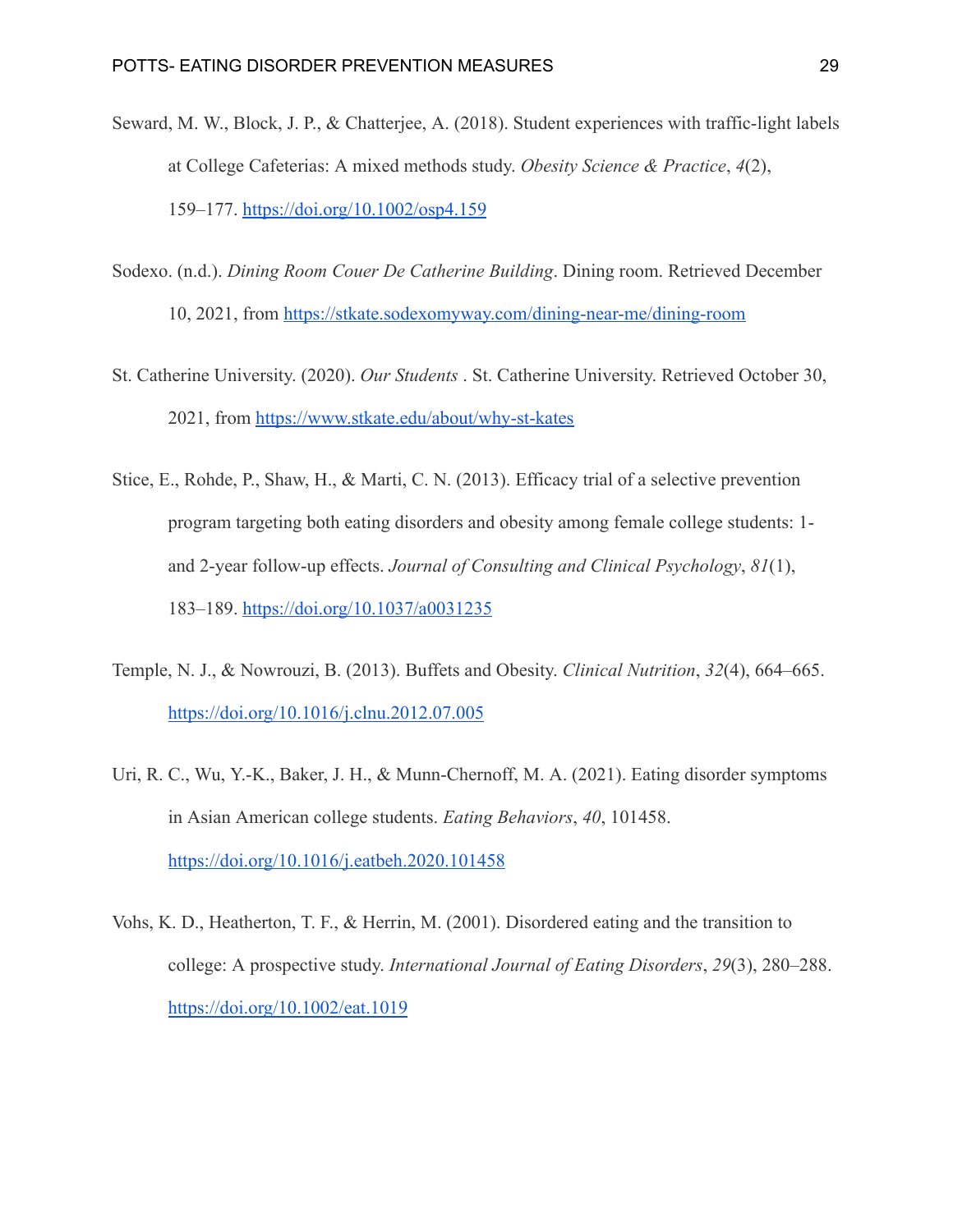Seward, M. W., Block, J. P., & Chatterjee, A. (2018). Student experiences with traffic-light labels at College Cafeterias: A mixed methods study. *Obesity Science & Practice*, *4*(2), 159–177. https://doi.org/10.1002/osp4.159

Sodexo. (n.d.). *Dining Room Couer De Catherine Building*. Dining room. Retrieved December 10, 2021, from https://stkate.sodexomyway.com/dining-near-me/dining-room

St. Catherine University. (2020). *Our Students* . St. Catherine University. Retrieved October 30, 2021, from https://www.stkate.edu/about/why-st-kates

Stice, E., Rohde, P., Shaw, H., & Marti, C. N. (2013). Efficacy trial of a selective prevention program targeting both eating disorders and obesity among female college students: 1- and 2-year follow-up effects. *Journal of Consulting and Clinical Psychology*, *81*(1), 183–189. https://doi.org/10.1037/a0031235

Temple, N. J., & Nowrouzi, B. (2013). Buffets and Obesity. *Clinical Nutrition*, *32*(4), 664–665. https://doi.org/10.1016/j.clnu.2012.07.005

Uri, R. C., Wu, Y.-K., Baker, J. H., & Munn-Chernoff, M. A. (2021). Eating disorder symptoms in Asian American college students. *Eating Behaviors*, *40*, 101458. https://doi.org/10.1016/j.eatbeh.2020.101458

Vohs, K. D., Heatherton, T. F., & Herrin, M. (2001). Disordered eating and the transition to college: A prospective study. *International Journal of Eating Disorders*, *29*(3), 280–288. https://doi.org/10.1002/eat.1019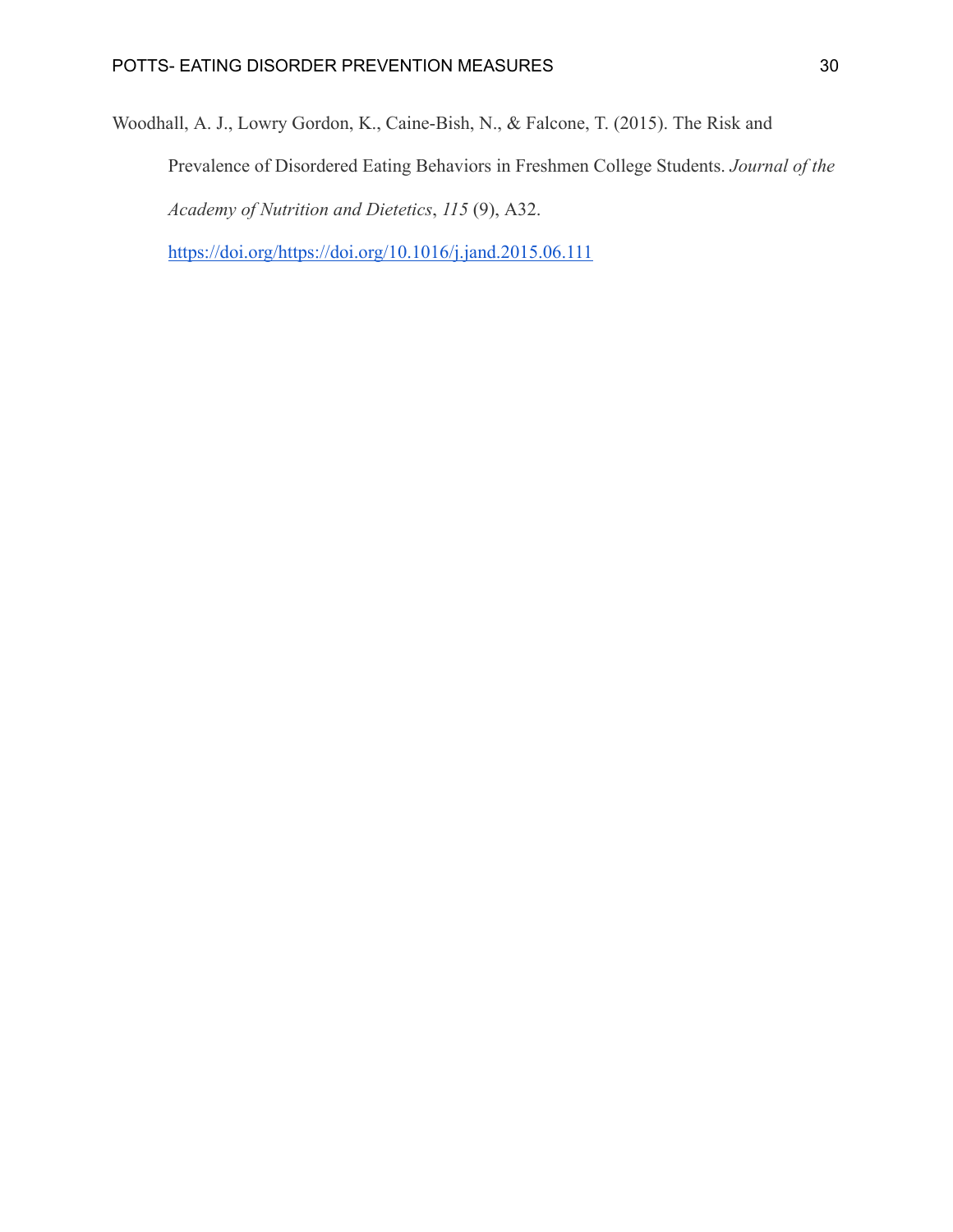Woodhall, A. J., Lowry Gordon, K., Caine-Bish, N., & Falcone, T. (2015). The Risk and Prevalence of Disordered Eating Behaviors in Freshmen College Students. *Journal of the Academy of Nutrition and Dietetics*, *115* (9), A32. https://doi.org/https://doi.org/10.1016/j.jand.2015.06.111